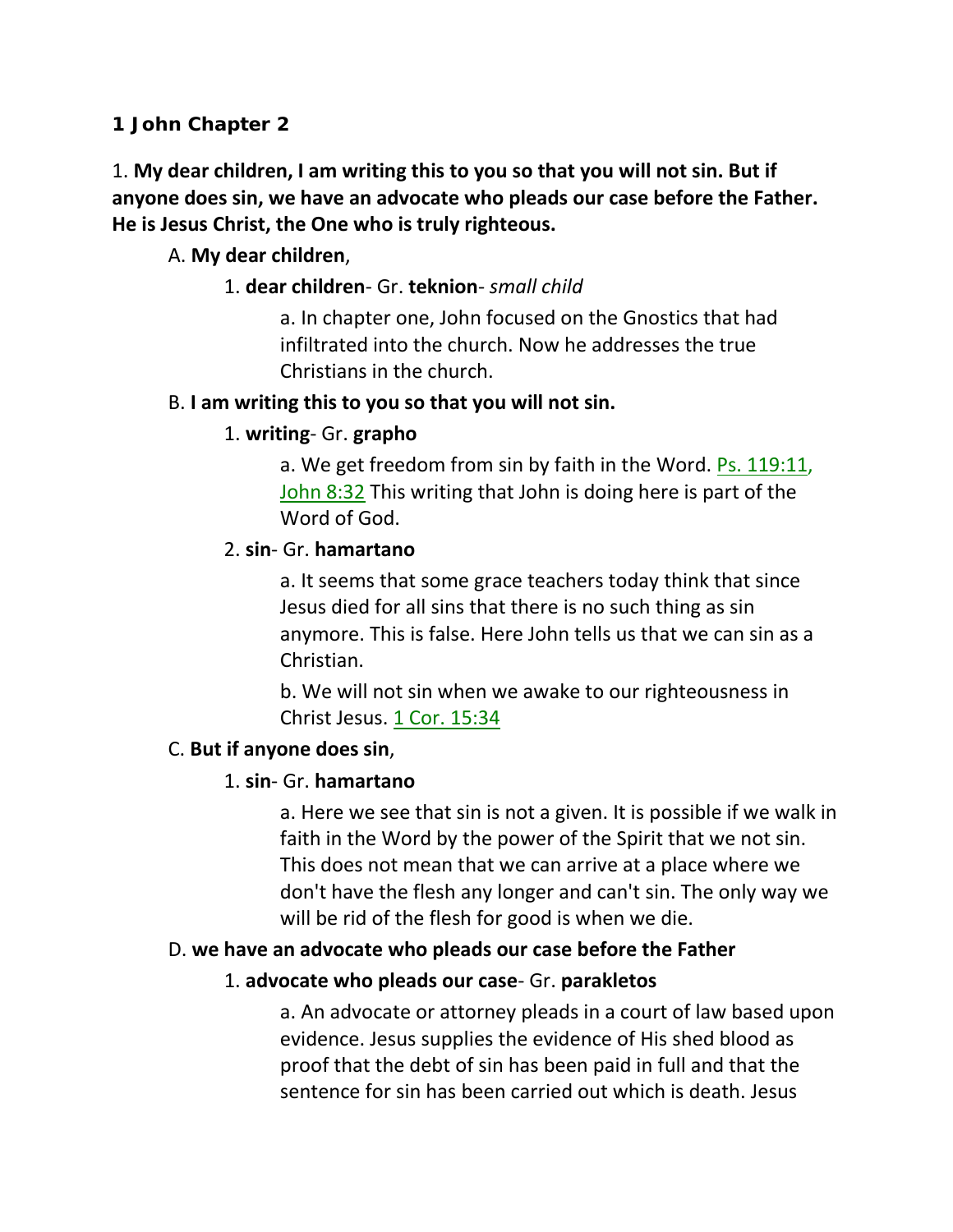### 1 John Chapter 2

1. **My dear children, I am writing this to you so that you will not sin. But if anyone does sin, we have an advocate who pleads our case before the Father. He is Jesus Christ, the One who is truly righteous.**

A. **My dear children**,

1. **dear children**- Gr. **teknion**- *small child*

a. In chapter one, John focused on the Gnostics that had infiltrated into the church. Now he addresses the true Christians in the church.

B. **I am writing this to you so that you will not sin.**

1. **writing**- Gr. **grapho**

a. We get freedom from sin by faith in the Word. Ps. 119:11, John 8:32 This writing that John is doing here is part of the Word of God.

2. **sin**- Gr. **hamartano**

a. It seems that some grace teachers today think that since Jesus died for all sins that there is no such thing as sin anymore. This is false. Here John tells us that we can sin as a Christian.

b. We will not sin when we awake to our righteousness in Christ Jesus. 1 Cor. 15:34

C. **But if anyone does sin**,

1. **sin**- Gr. **hamartano**

a. Here we see that sin is not a given. It is possible if we walk in faith in the Word by the power of the Spirit that we not sin. This does not mean that we can arrive at a place where we don't have the flesh any longer and can't sin. The only way we will be rid of the flesh for good is when we die.

D. **we have an advocate who pleads our case before the Father**

1. **advocate who pleads our case**- Gr. **parakletos**

a. An advocate or attorney pleads in a court of law based upon evidence. Jesus supplies the evidence of His shed blood as proof that the debt of sin has been paid in full and that the sentence for sin has been carried out which is death. Jesus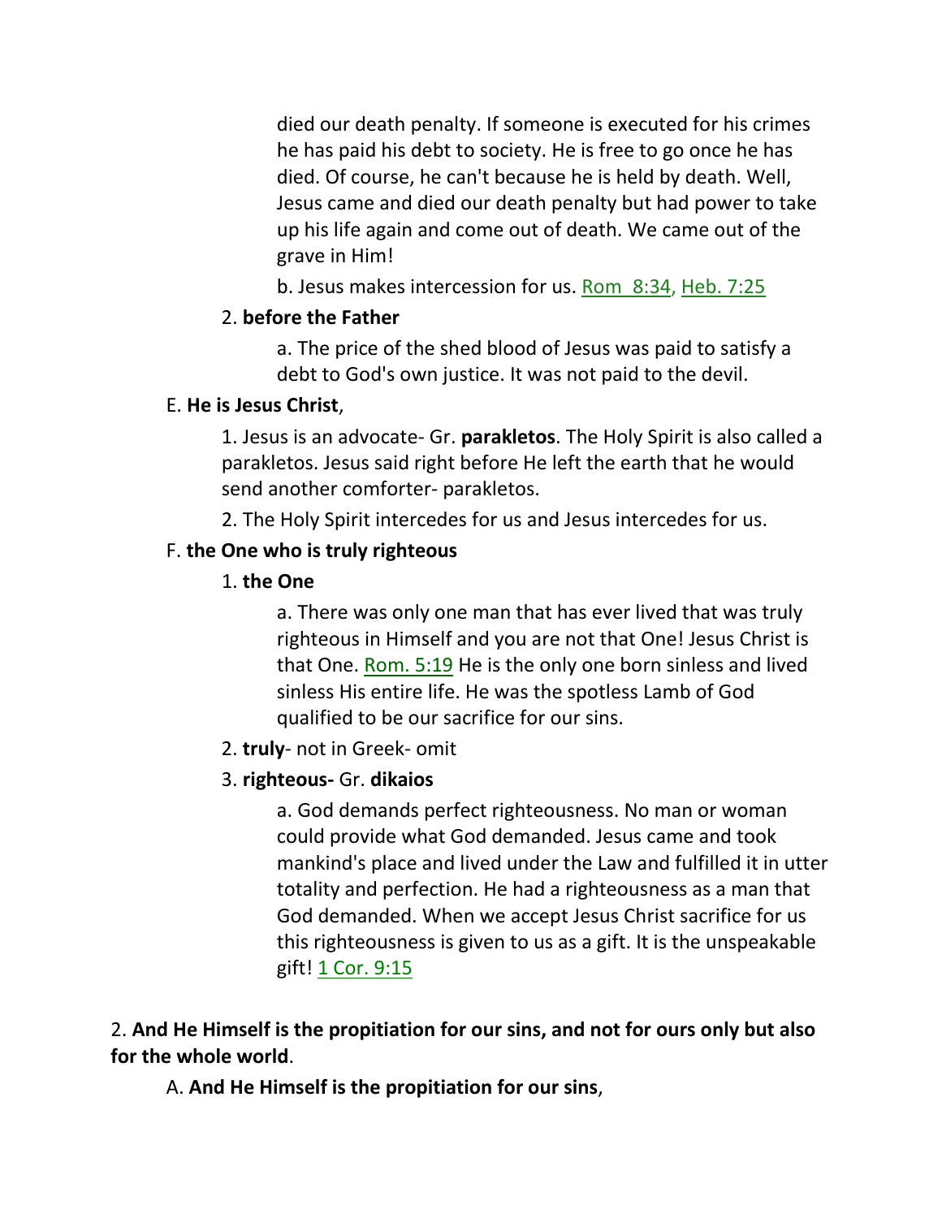died our death penalty. If someone is executed for his crimes he has paid his debt to society. He is free to go once he has died. Of course, he can't because he is held by death. Well, Jesus came and died our death penalty but had power to take up his life again and come out of death. We came out of the grave in Him!

b. Jesus makes intercession for us. Rom 8:34, Heb. 7:25

2. **before the Father**

a. The price of the shed blood of Jesus was paid to satisfy a debt to God's own justice. It was not paid to the devil.

E. **He is Jesus Christ**,

1. Jesus is an advocate- Gr. **parakletos**. The Holy Spirit is also called a parakletos. Jesus said right before He left the earth that he would send another comforter- parakletos.

2. The Holy Spirit intercedes for us and Jesus intercedes for us.

F. **the One who is truly righteous**

1. **the One**

a. There was only one man that has ever lived that was truly righteous in Himself and you are not that One! Jesus Christ is that One. Rom. 5:19 He is the only one born sinless and lived sinless His entire life. He was the spotless Lamb of God qualified to be our sacrifice for our sins.

2. **truly**- not in Greek- omit

3. **righteous-** Gr. **dikaios**

a. God demands perfect righteousness. No man or woman could provide what God demanded. Jesus came and took mankind's place and lived under the Law and fulfilled it in utter totality and perfection. He had a righteousness as a man that God demanded. When we accept Jesus Christ sacrifice for us this righteousness is given to us as a gift. It is the unspeakable gift! 1 Cor. 9:15

2. **And He Himself is the propitiation for our sins, and not for ours only but also for the whole world**.

A. **And He Himself is the propitiation for our sins**,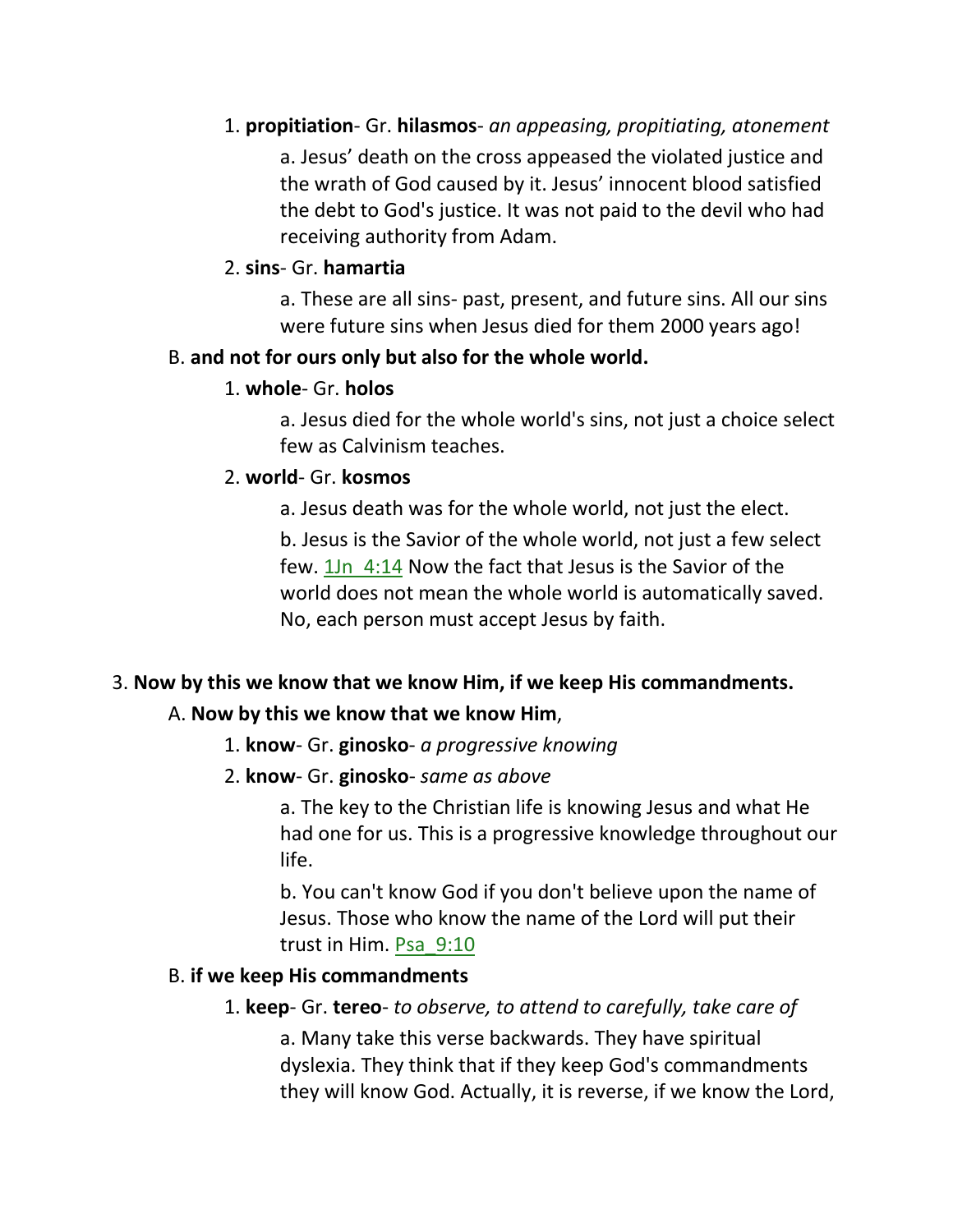1. **propitiation**- Gr. **hilasmos**- *an appeasing, propitiating, atonement*

    a. Jesus' death on the cross appeased the violated justice and the wrath of God caused by it. Jesus' innocent blood satisfied the debt to God's justice. It was not paid to the devil who had receiving authority from Adam.

2. **sins**- Gr. **hamartia**

    a. These are all sins- past, present, and future sins. All our sins were future sins when Jesus died for them 2000 years ago!

B. **and not for ours only but also for the whole world.**

1. **whole**- Gr. **holos**

    a. Jesus died for the whole world's sins, not just a choice select few as Calvinism teaches.

2. **world**- Gr. **kosmos**

    a. Jesus death was for the whole world, not just the elect.

    b. Jesus is the Savior of the whole world, not just a few select few. 1Jn_4:14 Now the fact that Jesus is the Savior of the world does not mean the whole world is automatically saved. No, each person must accept Jesus by faith.

3. **Now by this we know that we know Him, if we keep His commandments.**

A. **Now by this we know that we know Him**,

1. **know**- Gr. **ginosko**- *a progressive knowing*

2. **know**- Gr. **ginosko**- *same as above*

    a. The key to the Christian life is knowing Jesus and what He had one for us. This is a progressive knowledge throughout our life.

    b. You can't know God if you don't believe upon the name of Jesus. Those who know the name of the Lord will put their trust in Him. Psa_9:10

B. **if we keep His commandments**

1. **keep**- Gr. **tereo**- *to observe, to attend to carefully, take care of*

    a. Many take this verse backwards. They have spiritual dyslexia. They think that if they keep God's commandments they will know God. Actually, it is reverse, if we know the Lord,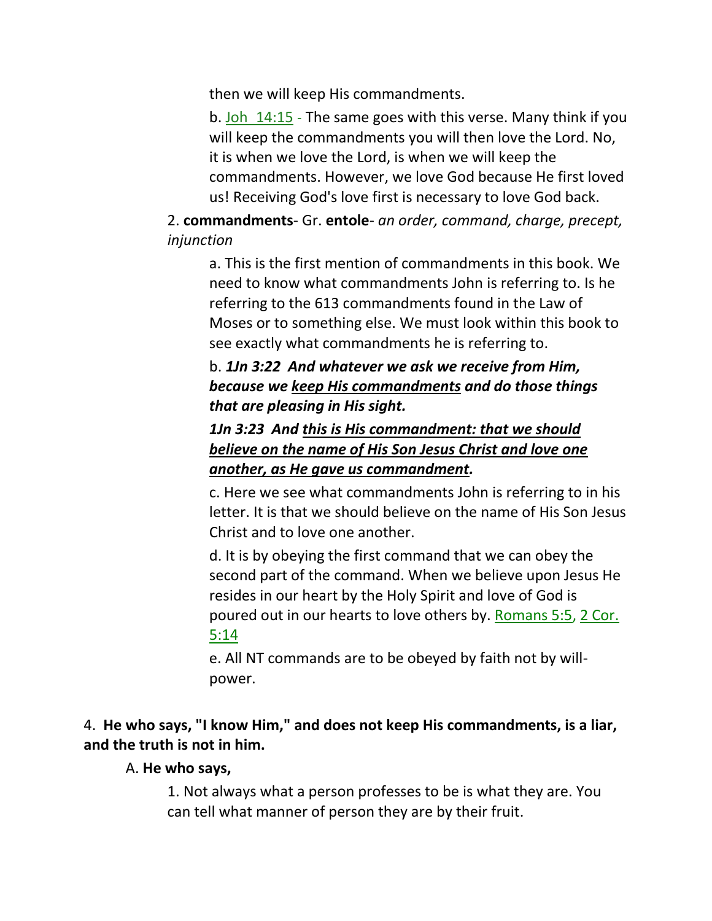then we will keep His commandments.

b. Joh 14:15 - The same goes with this verse. Many think if you will keep the commandments you will then love the Lord. No, it is when we love the Lord, is when we will keep the commandments. However, we love God because He first loved us! Receiving God's love first is necessary to love God back.

2. **commandments**- Gr. **entole**- *an order, command, charge, precept, injunction*

a. This is the first mention of commandments in this book. We need to know what commandments John is referring to. Is he referring to the 613 commandments found in the Law of Moses or to something else. We must look within this book to see exactly what commandments he is referring to.

b. ***1Jn 3:22 And whatever we ask we receive from Him, because we keep His commandments and do those things that are pleasing in His sight.***

***1Jn 3:23 And this is His commandment: that we should believe on the name of His Son Jesus Christ and love one another, as He gave us commandment.***

c. Here we see what commandments John is referring to in his letter. It is that we should believe on the name of His Son Jesus Christ and to love one another.

d. It is by obeying the first command that we can obey the second part of the command. When we believe upon Jesus He resides in our heart by the Holy Spirit and love of God is poured out in our hearts to love others by. Romans 5:5, 2 Cor. 5:14

e. All NT commands are to be obeyed by faith not by will-power.

4. **He who says, "I know Him," and does not keep His commandments, is a liar, and the truth is not in him.**

A. **He who says,**

1. Not always what a person professes to be is what they are. You can tell what manner of person they are by their fruit.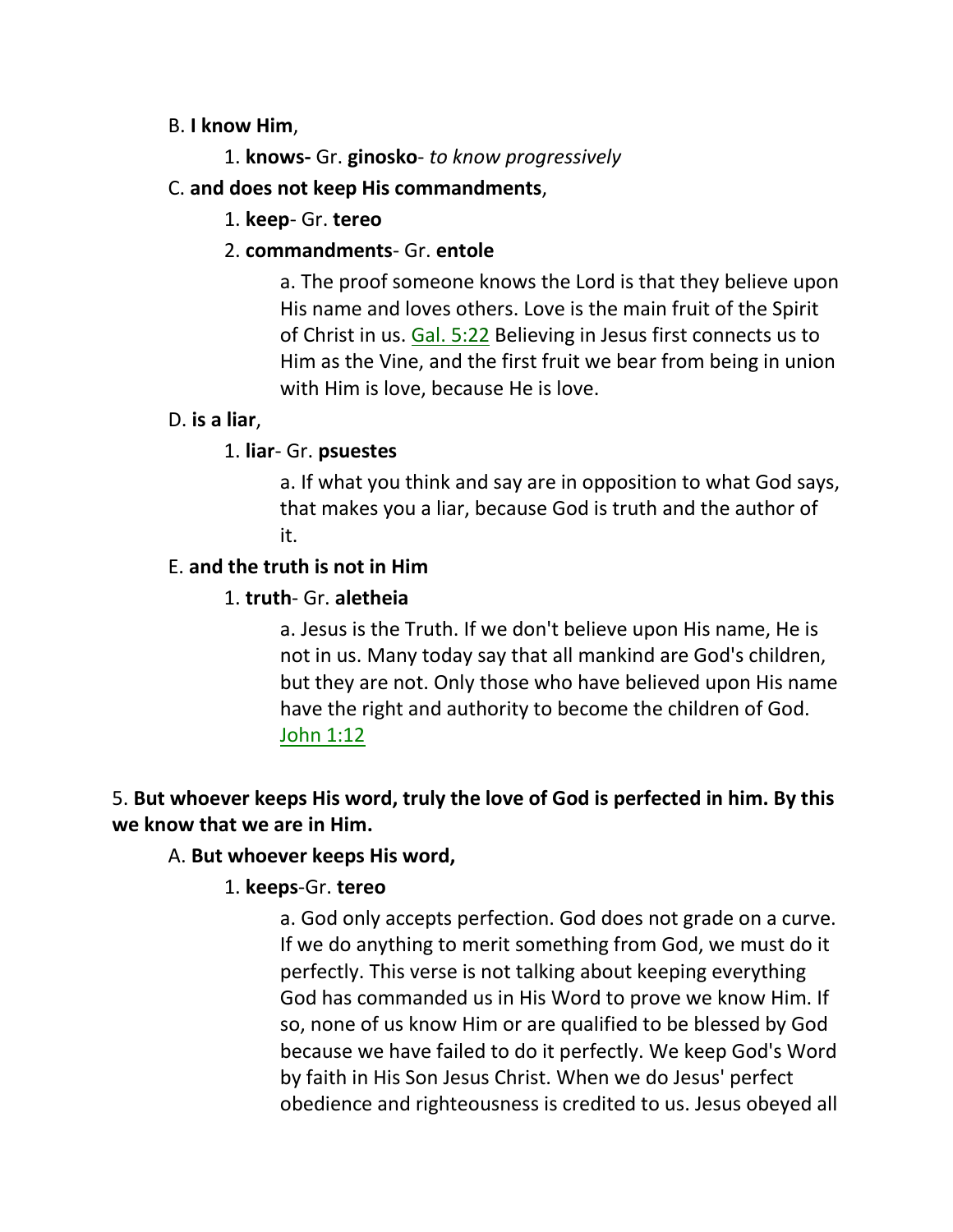B. **I know Him**,

1. **knows-** Gr. **ginosko**- *to know progressively*

C. **and does not keep His commandments**,

1. **keep**- Gr. **tereo**

2. **commandments**- Gr. **entole**

a. The proof someone knows the Lord is that they believe upon His name and loves others. Love is the main fruit of the Spirit of Christ in us. Gal. 5:22 Believing in Jesus first connects us to Him as the Vine, and the first fruit we bear from being in union with Him is love, because He is love.

D. **is a liar**,

1. **liar**- Gr. **psuestes**

a. If what you think and say are in opposition to what God says, that makes you a liar, because God is truth and the author of it.

E. **and the truth is not in Him**

1. **truth**- Gr. **aletheia**

a. Jesus is the Truth. If we don't believe upon His name, He is not in us. Many today say that all mankind are God's children, but they are not. Only those who have believed upon His name have the right and authority to become the children of God. John 1:12

5. **But whoever keeps His word, truly the love of God is perfected in him. By this we know that we are in Him.**

A. **But whoever keeps His word,**

1. **keeps**-Gr. **tereo**

a. God only accepts perfection. God does not grade on a curve. If we do anything to merit something from God, we must do it perfectly. This verse is not talking about keeping everything God has commanded us in His Word to prove we know Him. If so, none of us know Him or are qualified to be blessed by God because we have failed to do it perfectly. We keep God's Word by faith in His Son Jesus Christ. When we do Jesus' perfect obedience and righteousness is credited to us. Jesus obeyed all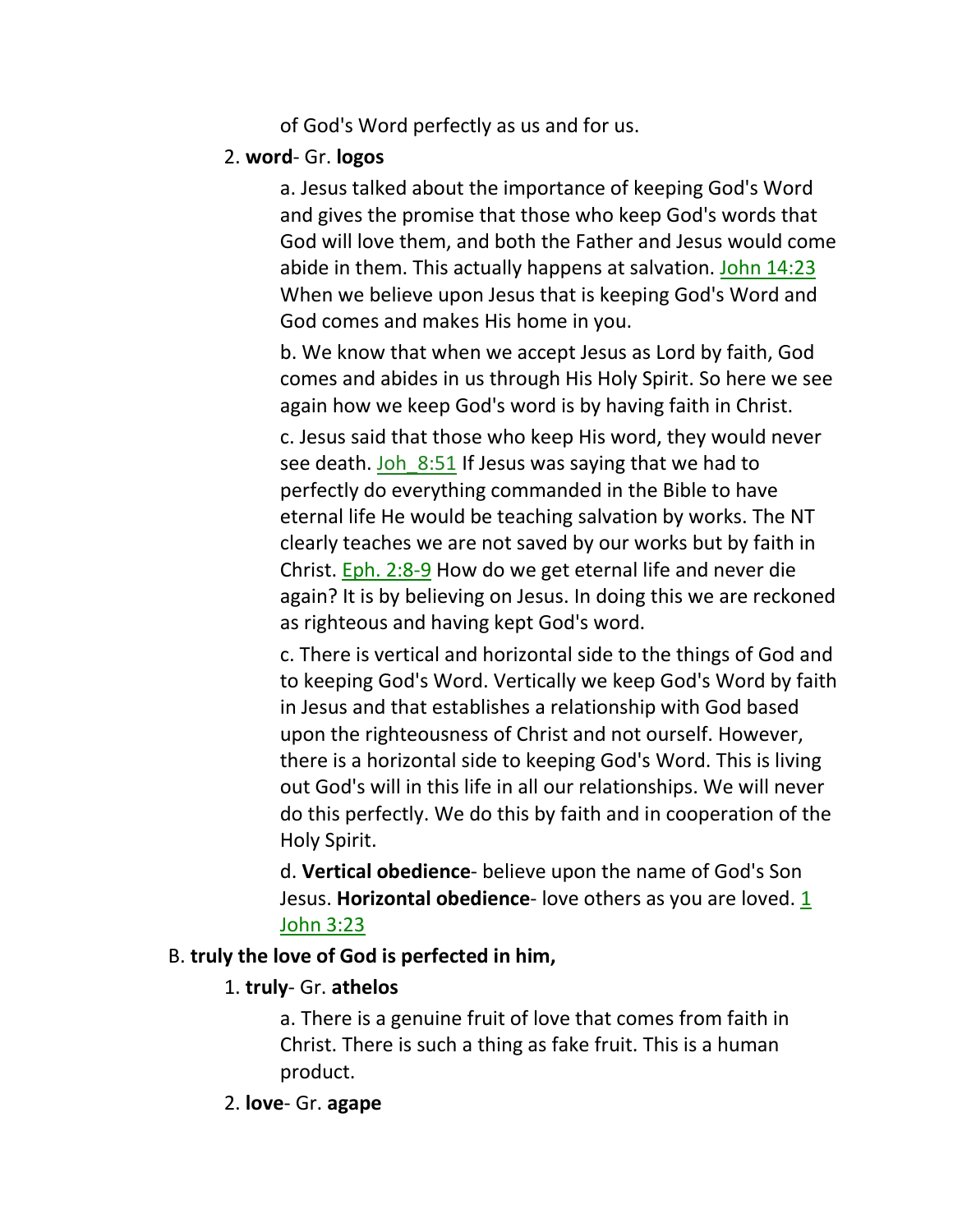of God's Word perfectly as us and for us.

2. **word**- Gr. **logos**

a. Jesus talked about the importance of keeping God's Word and gives the promise that those who keep God's words that God will love them, and both the Father and Jesus would come abide in them. This actually happens at salvation. John 14:23 When we believe upon Jesus that is keeping God's Word and God comes and makes His home in you.

b. We know that when we accept Jesus as Lord by faith, God comes and abides in us through His Holy Spirit. So here we see again how we keep God's word is by having faith in Christ.

c. Jesus said that those who keep His word, they would never see death. Joh_8:51 If Jesus was saying that we had to perfectly do everything commanded in the Bible to have eternal life He would be teaching salvation by works. The NT clearly teaches we are not saved by our works but by faith in Christ. Eph. 2:8-9 How do we get eternal life and never die again? It is by believing on Jesus. In doing this we are reckoned as righteous and having kept God's word.

c. There is vertical and horizontal side to the things of God and to keeping God's Word. Vertically we keep God's Word by faith in Jesus and that establishes a relationship with God based upon the righteousness of Christ and not ourself. However, there is a horizontal side to keeping God's Word. This is living out God's will in this life in all our relationships. We will never do this perfectly. We do this by faith and in cooperation of the Holy Spirit.

d. **Vertical obedience**- believe upon the name of God's Son Jesus. **Horizontal obedience**- love others as you are loved. 1 John 3:23

B. **truly the love of God is perfected in him,**

1. **truly**- Gr. **athelos**

a. There is a genuine fruit of love that comes from faith in Christ. There is such a thing as fake fruit. This is a human product.

2. **love**- Gr. **agape**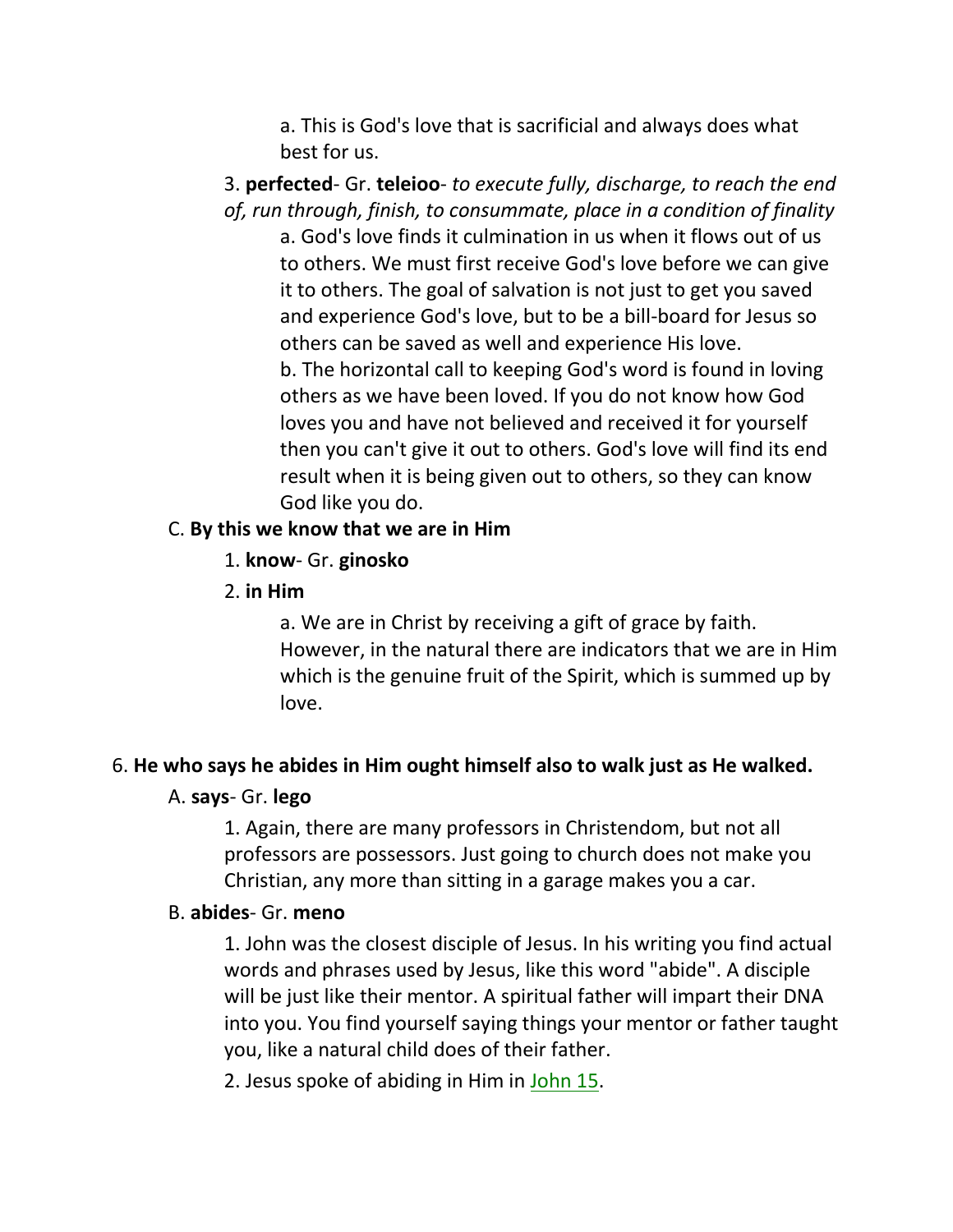a. This is God's love that is sacrificial and always does what best for us.

3. **perfected**- Gr. **teleioo**- *to execute fully, discharge, to reach the end of, run through, finish, to consummate, place in a condition of finality*

a. God's love finds it culmination in us when it flows out of us to others. We must first receive God's love before we can give it to others. The goal of salvation is not just to get you saved and experience God's love, but to be a bill-board for Jesus so others can be saved as well and experience His love.

b. The horizontal call to keeping God's word is found in loving others as we have been loved. If you do not know how God loves you and have not believed and received it for yourself then you can't give it out to others. God's love will find its end result when it is being given out to others, so they can know God like you do.

C. **By this we know that we are in Him**

1. **know**- Gr. **ginosko**

2. **in Him**

a. We are in Christ by receiving a gift of grace by faith. However, in the natural there are indicators that we are in Him which is the genuine fruit of the Spirit, which is summed up by love.

6. **He who says he abides in Him ought himself also to walk just as He walked.**

A. **says**- Gr. **lego**

1. Again, there are many professors in Christendom, but not all professors are possessors. Just going to church does not make you Christian, any more than sitting in a garage makes you a car.

B. **abides**- Gr. **meno**

1. John was the closest disciple of Jesus. In his writing you find actual words and phrases used by Jesus, like this word "abide". A disciple will be just like their mentor. A spiritual father will impart their DNA into you. You find yourself saying things your mentor or father taught you, like a natural child does of their father.

2. Jesus spoke of abiding in Him in John 15.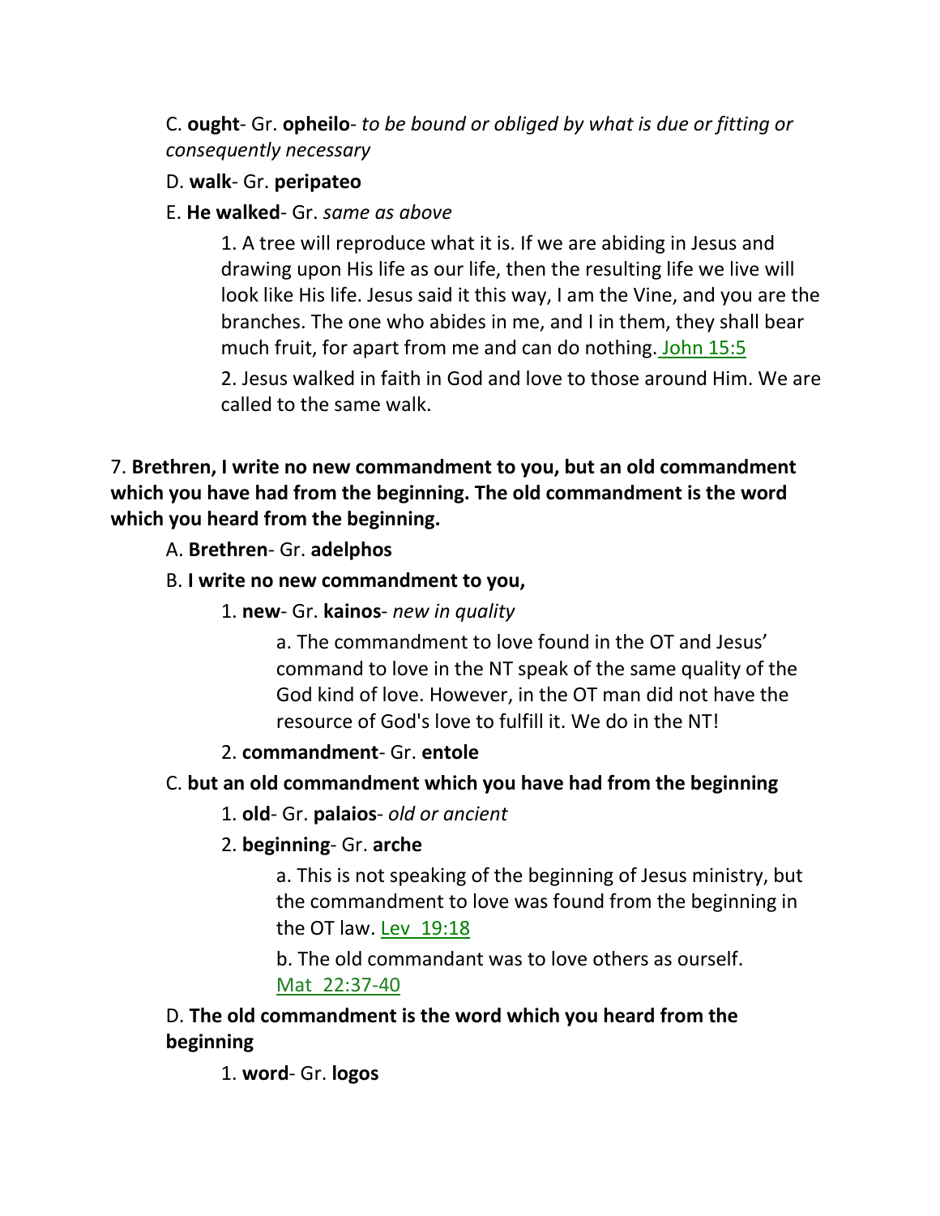C. **ought**- Gr. **opheilo**- *to be bound or obliged by what is due or fitting or consequently necessary*

D. **walk**- Gr. **peripateo**

E. **He walked**- Gr. *same as above*

1. A tree will reproduce what it is. If we are abiding in Jesus and drawing upon His life as our life, then the resulting life we live will look like His life. Jesus said it this way, I am the Vine, and you are the branches. The one who abides in me, and I in them, they shall bear much fruit, for apart from me and can do nothing. John 15:5

2. Jesus walked in faith in God and love to those around Him. We are called to the same walk.

7. **Brethren, I write no new commandment to you, but an old commandment which you have had from the beginning. The old commandment is the word which you heard from the beginning.**

A. **Brethren**- Gr. **adelphos**

B. **I write no new commandment to you,**

1. **new**- Gr. **kainos**- *new in quality*

a. The commandment to love found in the OT and Jesus' command to love in the NT speak of the same quality of the God kind of love. However, in the OT man did not have the resource of God's love to fulfill it. We do in the NT!

2. **commandment**- Gr. **entole**

C. **but an old commandment which you have had from the beginning**

1. **old**- Gr. **palaios**- *old or ancient*

2. **beginning**- Gr. **arche**

a. This is not speaking of the beginning of Jesus ministry, but the commandment to love was found from the beginning in the OT law. Lev 19:18

b. The old commandant was to love others as ourself. Mat 22:37-40

D. **The old commandment is the word which you heard from the beginning**

1. **word**- Gr. **logos**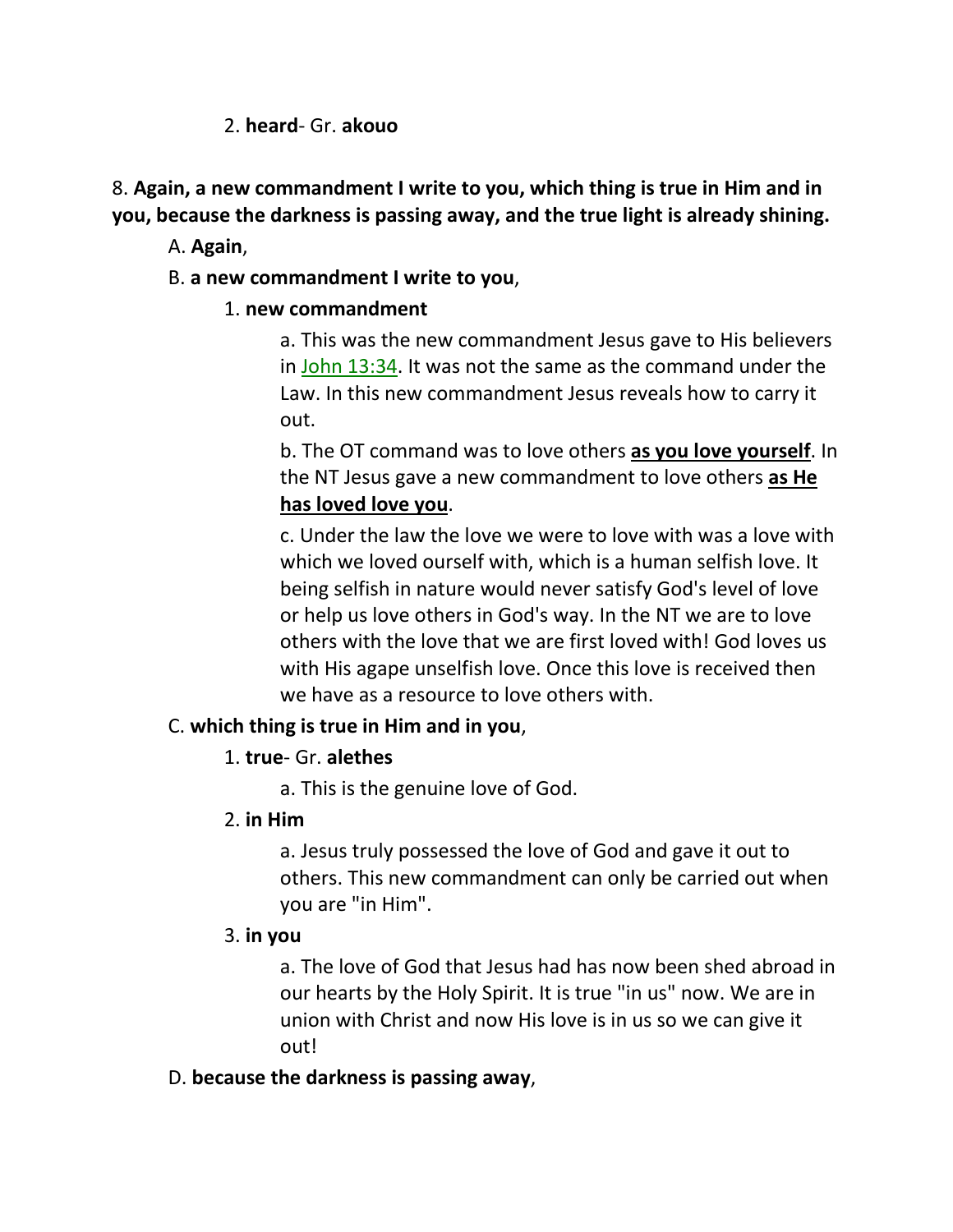2. **heard**- Gr. **akouo**

8. **Again, a new commandment I write to you, which thing is true in Him and in you, because the darkness is passing away, and the true light is already shining.**

A. **Again**,

B. **a new commandment I write to you**,

1. **new commandment**

a. This was the new commandment Jesus gave to His believers in John 13:34. It was not the same as the command under the Law. In this new commandment Jesus reveals how to carry it out.

b. The OT command was to love others **<u>as you love yourself</u>**. In the NT Jesus gave a new commandment to love others **<u>as He has loved love you</u>**.

c. Under the law the love we were to love with was a love with which we loved ourself with, which is a human selfish love. It being selfish in nature would never satisfy God's level of love or help us love others in God's way. In the NT we are to love others with the love that we are first loved with! God loves us with His agape unselfish love. Once this love is received then we have as a resource to love others with.

C. **which thing is true in Him and in you**,

1. **true**- Gr. **alethes**

a. This is the genuine love of God.

2. **in Him**

a. Jesus truly possessed the love of God and gave it out to others. This new commandment can only be carried out when you are "in Him".

3. **in you**

a. The love of God that Jesus had has now been shed abroad in our hearts by the Holy Spirit. It is true "in us" now. We are in union with Christ and now His love is in us so we can give it out!

D. **because the darkness is passing away**,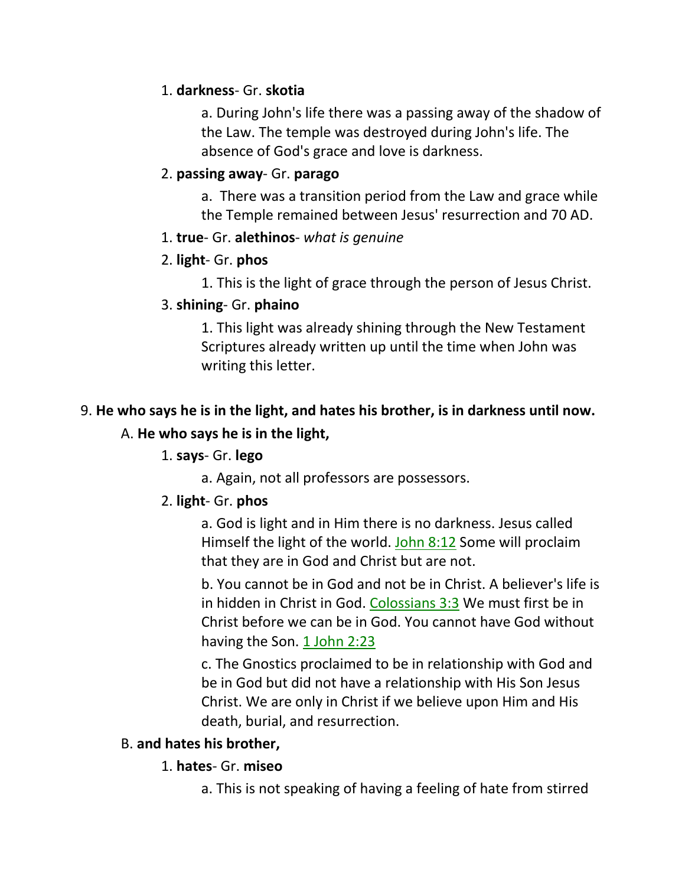1. **darkness**- Gr. **skotia**

    a. During John's life there was a passing away of the shadow of the Law. The temple was destroyed during John's life. The absence of God's grace and love is darkness.

2. **passing away**- Gr. **parago**

    a.  There was a transition period from the Law and grace while the Temple remained between Jesus' resurrection and 70 AD.

1. **true**- Gr. **alethinos**- *what is genuine*

2. **light**- Gr. **phos**

    1. This is the light of grace through the person of Jesus Christ.

3. **shining**- Gr. **phaino**

    1. This light was already shining through the New Testament Scriptures already written up until the time when John was writing this letter.

9. **He who says he is in the light, and hates his brother, is in darkness until now.**

A. **He who says he is in the light,**

1. **says**- Gr. **lego**

    a. Again, not all professors are possessors.

2. **light**- Gr. **phos**

    a. God is light and in Him there is no darkness. Jesus called Himself the light of the world. John 8:12 Some will proclaim that they are in God and Christ but are not.

    b. You cannot be in God and not be in Christ. A believer's life is in hidden in Christ in God. Colossians 3:3 We must first be in Christ before we can be in God. You cannot have God without having the Son. 1 John 2:23

    c. The Gnostics proclaimed to be in relationship with God and be in God but did not have a relationship with His Son Jesus Christ. We are only in Christ if we believe upon Him and His death, burial, and resurrection.

B. **and hates his brother,**

1. **hates**- Gr. **miseo**

    a. This is not speaking of having a feeling of hate from stirred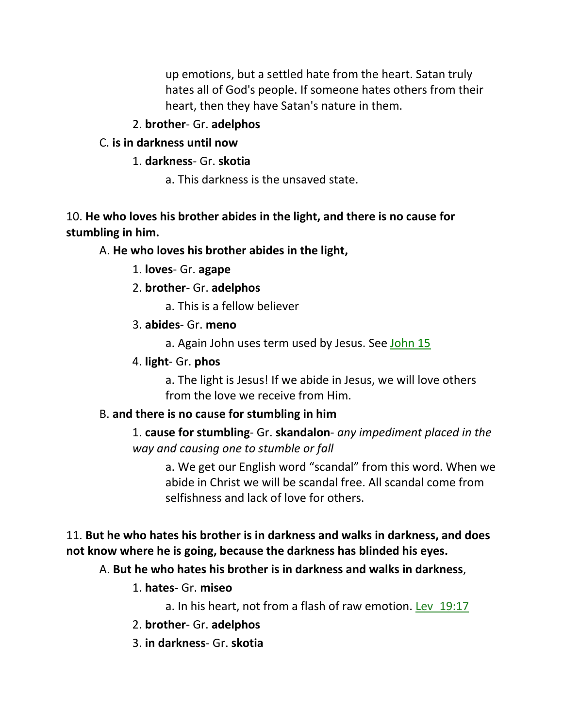up emotions, but a settled hate from the heart. Satan truly hates all of God's people. If someone hates others from their heart, then they have Satan's nature in them.

2. **brother**- Gr. **adelphos**

C. **is in darkness until now**

1. **darkness**- Gr. **skotia**

a. This darkness is the unsaved state.

10. **He who loves his brother abides in the light, and there is no cause for stumbling in him.**

A. **He who loves his brother abides in the light,**

1. **loves**- Gr. **agape**

2. **brother**- Gr. **adelphos**

a. This is a fellow believer

3. **abides**- Gr. **meno**

a. Again John uses term used by Jesus. See John 15

4. **light**- Gr. **phos**

a. The light is Jesus! If we abide in Jesus, we will love others from the love we receive from Him.

B. **and there is no cause for stumbling in him**

1. **cause for stumbling**- Gr. **skandalon**- *any impediment placed in the way and causing one to stumble or fall*

a. We get our English word "scandal" from this word. When we abide in Christ we will be scandal free. All scandal come from selfishness and lack of love for others.

11. **But he who hates his brother is in darkness and walks in darkness, and does not know where he is going, because the darkness has blinded his eyes.**

A. **But he who hates his brother is in darkness and walks in darkness**,

1. **hates**- Gr. **miseo**

a. In his heart, not from a flash of raw emotion. Lev 19:17

2. **brother**- Gr. **adelphos**

3. **in darkness**- Gr. **skotia**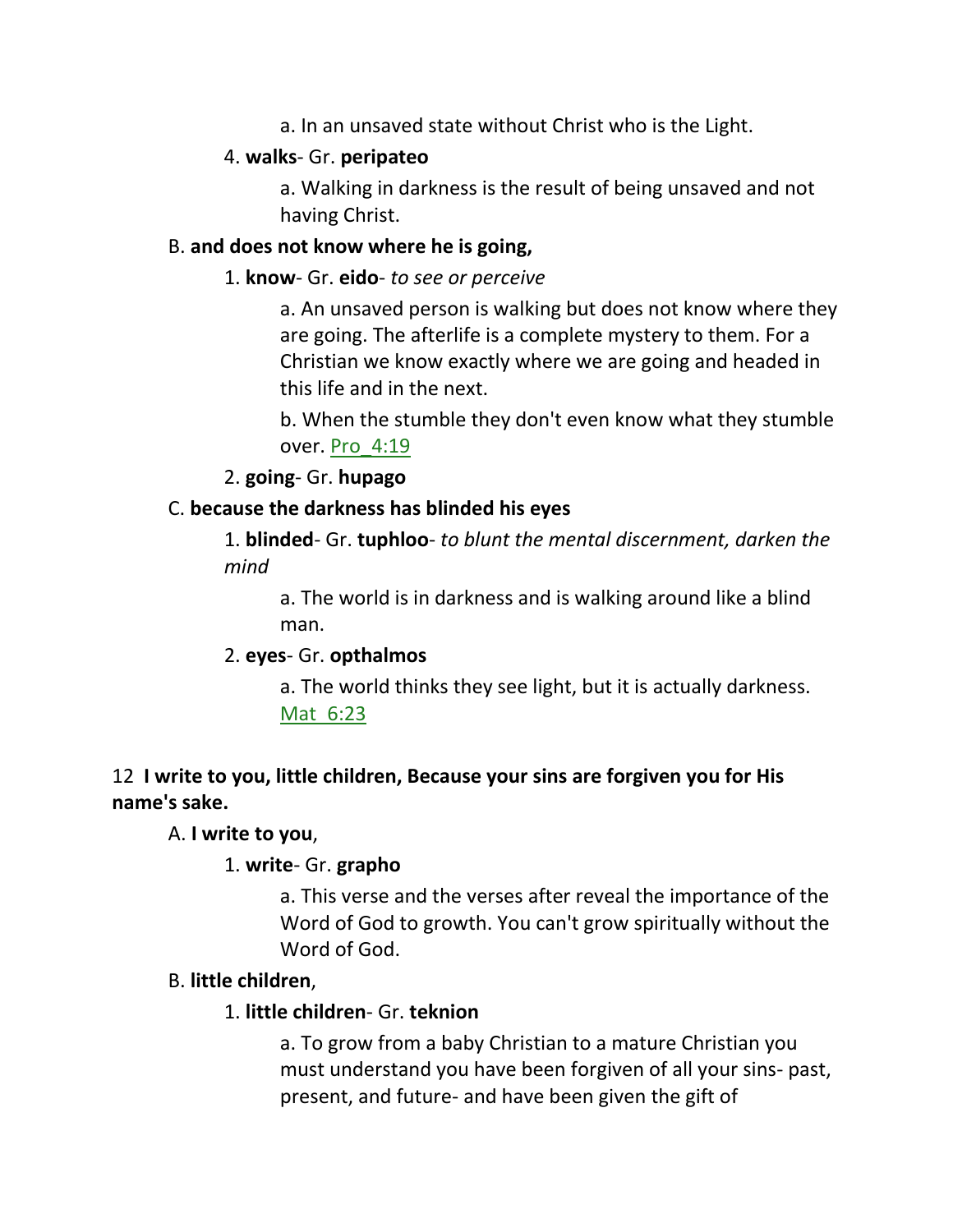a. In an unsaved state without Christ who is the Light.

4. **walks**- Gr. **peripateo**

a. Walking in darkness is the result of being unsaved and not having Christ.

B. **and does not know where he is going,**

1. **know**- Gr. **eido**- *to see or perceive*

a. An unsaved person is walking but does not know where they are going. The afterlife is a complete mystery to them. For a Christian we know exactly where we are going and headed in this life and in the next.

b. When the stumble they don't even know what they stumble over. Pro_4:19

2. **going**- Gr. **hupago**

C. **because the darkness has blinded his eyes**

1. **blinded**- Gr. **tuphloo**- *to blunt the mental discernment, darken the mind*

a. The world is in darkness and is walking around like a blind man.

2. **eyes**- Gr. **opthalmos**

a. The world thinks they see light, but it is actually darkness. Mat_6:23

12 **I write to you, little children, Because your sins are forgiven you for His name's sake.**

A. **I write to you**,

1. **write**- Gr. **grapho**

a. This verse and the verses after reveal the importance of the Word of God to growth. You can't grow spiritually without the Word of God.

B. **little children**,

1. **little children**- Gr. **teknion**

a. To grow from a baby Christian to a mature Christian you must understand you have been forgiven of all your sins- past, present, and future- and have been given the gift of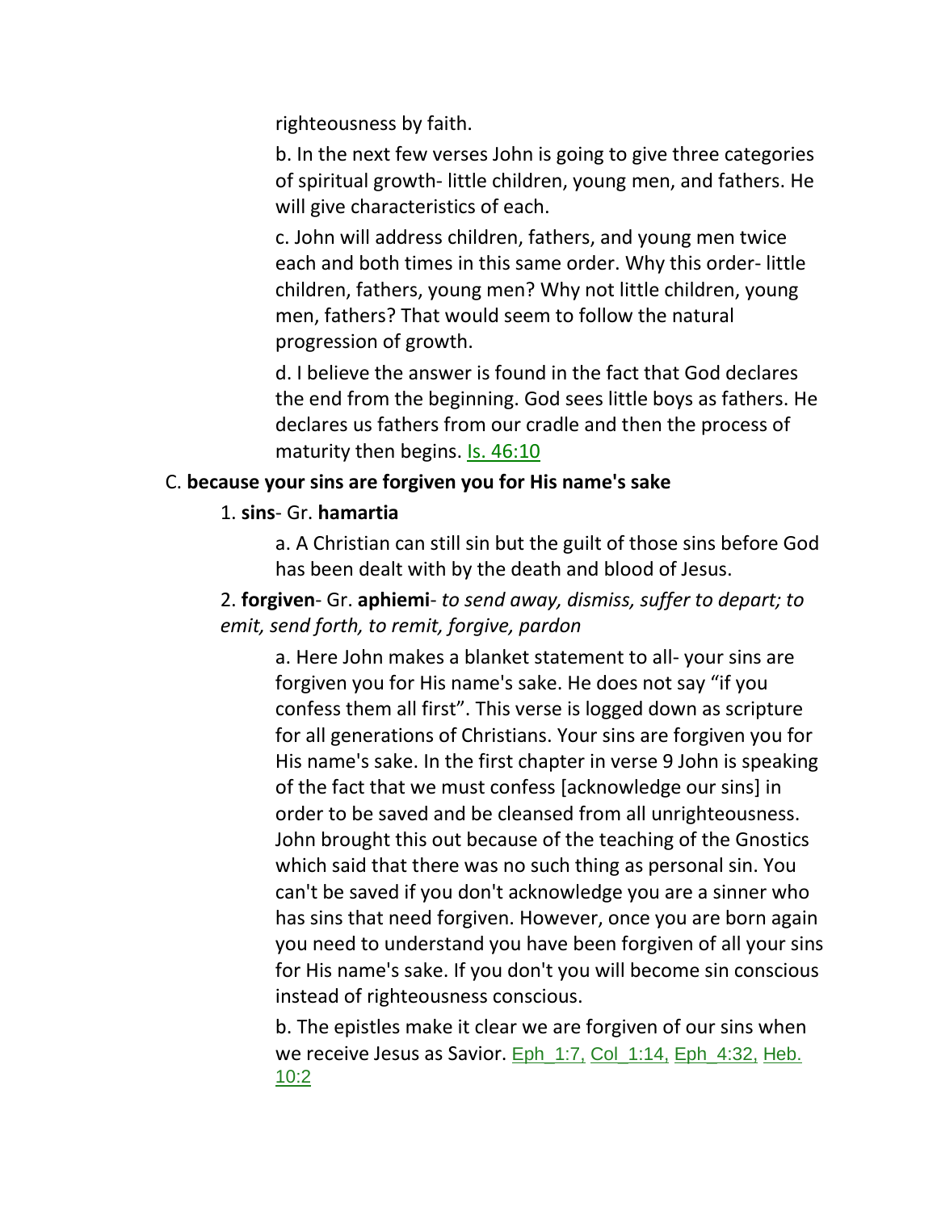righteousness by faith.

b. In the next few verses John is going to give three categories of spiritual growth- little children, young men, and fathers. He will give characteristics of each.

c. John will address children, fathers, and young men twice each and both times in this same order. Why this order- little children, fathers, young men? Why not little children, young men, fathers? That would seem to follow the natural progression of growth.

d. I believe the answer is found in the fact that God declares the end from the beginning. God sees little boys as fathers. He declares us fathers from our cradle and then the process of maturity then begins. Is. 46:10

C. **because your sins are forgiven you for His name's sake**

1. **sins**- Gr. **hamartia**

a. A Christian can still sin but the guilt of those sins before God has been dealt with by the death and blood of Jesus.

2. **forgiven**- Gr. **aphiemi**- *to send away, dismiss, suffer to depart; to emit, send forth, to remit, forgive, pardon*

a. Here John makes a blanket statement to all- your sins are forgiven you for His name's sake. He does not say "if you confess them all first". This verse is logged down as scripture for all generations of Christians. Your sins are forgiven you for His name's sake. In the first chapter in verse 9 John is speaking of the fact that we must confess [acknowledge our sins] in order to be saved and be cleansed from all unrighteousness. John brought this out because of the teaching of the Gnostics which said that there was no such thing as personal sin. You can't be saved if you don't acknowledge you are a sinner who has sins that need forgiven. However, once you are born again you need to understand you have been forgiven of all your sins for His name's sake. If you don't you will become sin conscious instead of righteousness conscious.

b. The epistles make it clear we are forgiven of our sins when we receive Jesus as Savior. Eph_1:7, Col_1:14, Eph_4:32, Heb. 10:2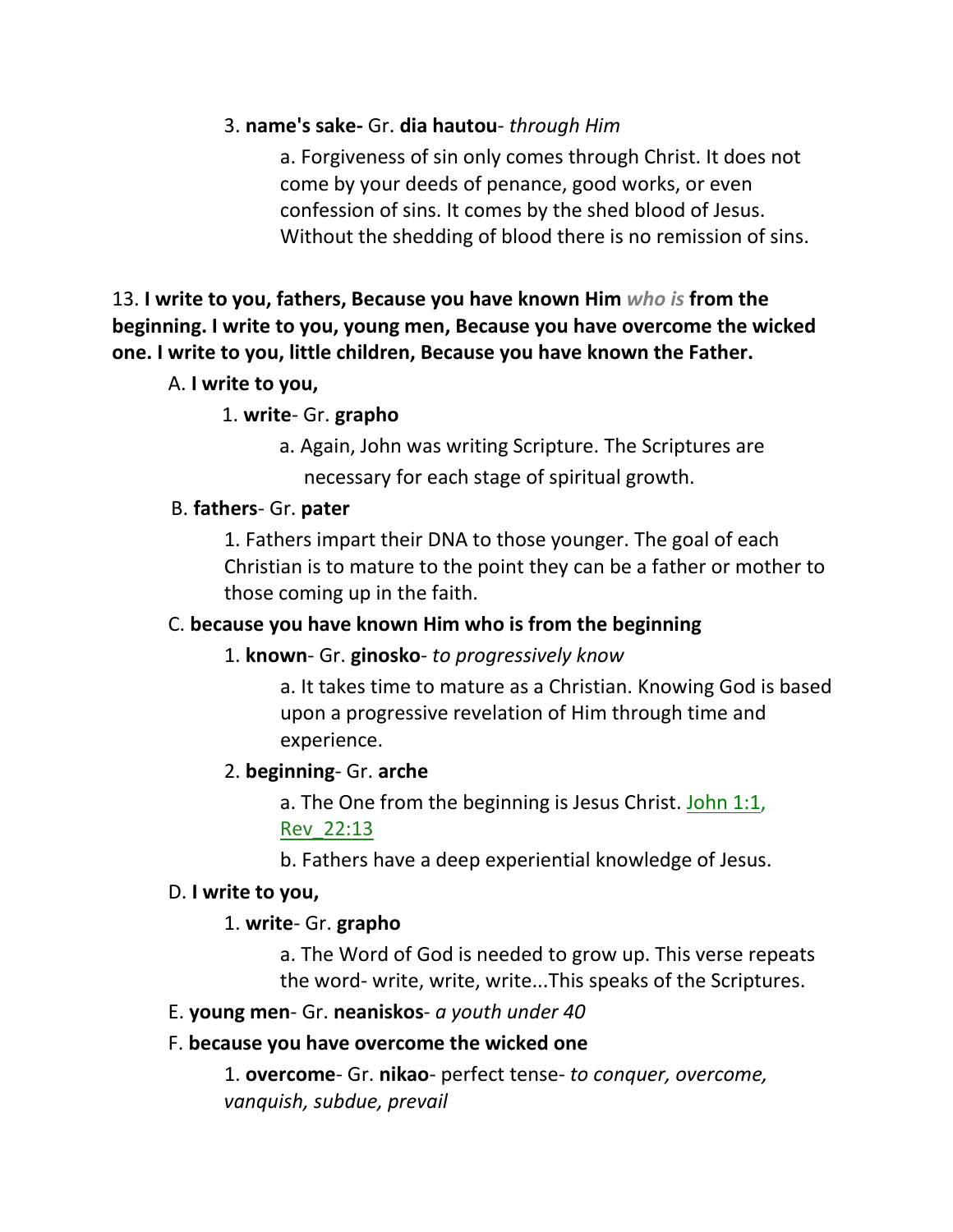3. **name's sake-** Gr. **dia hautou**- *through Him*

a. Forgiveness of sin only comes through Christ. It does not come by your deeds of penance, good works, or even confession of sins. It comes by the shed blood of Jesus. Without the shedding of blood there is no remission of sins.

13. **I write to you, fathers, Because you have known Him** ***who is*** **from the beginning. I write to you, young men, Because you have overcome the wicked one. I write to you, little children, Because you have known the Father.**

A. **I write to you,**

1. **write**- Gr. **grapho**

a. Again, John was writing Scripture. The Scriptures are necessary for each stage of spiritual growth.

B. **fathers**- Gr. **pater**

1. Fathers impart their DNA to those younger. The goal of each Christian is to mature to the point they can be a father or mother to those coming up in the faith.

C. **because you have known Him who is from the beginning**

1. **known**- Gr. **ginosko**- *to progressively know*

a. It takes time to mature as a Christian. Knowing God is based upon a progressive revelation of Him through time and experience.

2. **beginning**- Gr. **arche**

a. The One from the beginning is Jesus Christ. John 1:1, Rev_22:13

b. Fathers have a deep experiential knowledge of Jesus.

D. **I write to you,**

1. **write**- Gr. **grapho**

a. The Word of God is needed to grow up. This verse repeats the word- write, write, write...This speaks of the Scriptures.

E. **young men**- Gr. **neaniskos**- *a youth under 40*

F. **because you have overcome the wicked one**

1. **overcome**- Gr. **nikao**- perfect tense- *to conquer, overcome, vanquish, subdue, prevail*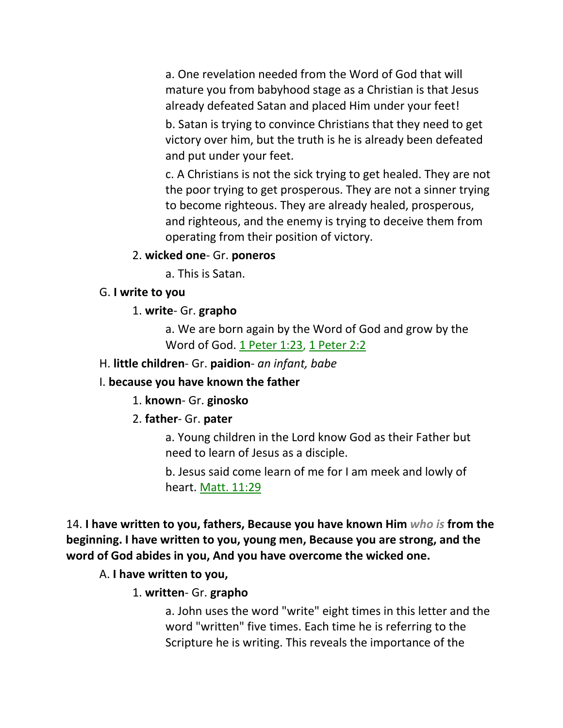a. One revelation needed from the Word of God that will mature you from babyhood stage as a Christian is that Jesus already defeated Satan and placed Him under your feet!

b. Satan is trying to convince Christians that they need to get victory over him, but the truth is he is already been defeated and put under your feet.

c. A Christians is not the sick trying to get healed. They are not the poor trying to get prosperous. They are not a sinner trying to become righteous. They are already healed, prosperous, and righteous, and the enemy is trying to deceive them from operating from their position of victory.

2. **wicked one**- Gr. **poneros**

a. This is Satan.

G. **I write to you**

1. **write**- Gr. **grapho**

a. We are born again by the Word of God and grow by the Word of God. 1 Peter 1:23, 1 Peter 2:2

H. **little children**- Gr. **paidion**- *an infant, babe*

I. **because you have known the father**

1. **known**- Gr. **ginosko**

2. **father**- Gr. **pater**

a. Young children in the Lord know God as their Father but need to learn of Jesus as a disciple.

b. Jesus said come learn of me for I am meek and lowly of heart. Matt. 11:29

14. **I have written to you, fathers, Because you have known Him** ***who is*** **from the beginning. I have written to you, young men, Because you are strong, and the word of God abides in you, And you have overcome the wicked one.**

A. **I have written to you,**

1. **written**- Gr. **grapho**

a. John uses the word "write" eight times in this letter and the word "written" five times. Each time he is referring to the Scripture he is writing. This reveals the importance of the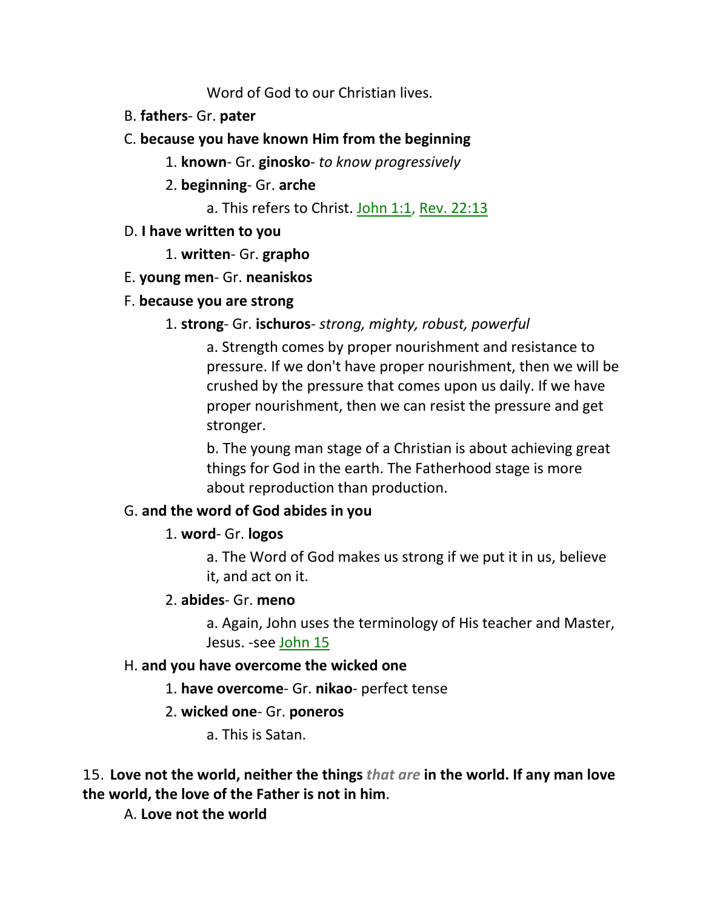Word of God to our Christian lives.

B. **fathers**- Gr. **pater**

C. **because you have known Him from the beginning**

1. **known**- Gr. **ginosko**- *to know progressively*

2. **beginning**- Gr. **arche**

a. This refers to Christ. John 1:1, Rev. 22:13

D. **I have written to you**

1. **written**- Gr. **grapho**

E. **young men**- Gr. **neaniskos**

F. **because you are strong**

1. **strong**- Gr. **ischuros**- *strong, mighty, robust, powerful*

a. Strength comes by proper nourishment and resistance to pressure. If we don't have proper nourishment, then we will be crushed by the pressure that comes upon us daily. If we have proper nourishment, then we can resist the pressure and get stronger.

b. The young man stage of a Christian is about achieving great things for God in the earth. The Fatherhood stage is more about reproduction than production.

G. **and the word of God abides in you**

1. **word**- Gr. **logos**

a. The Word of God makes us strong if we put it in us, believe it, and act on it.

2. **abides**- Gr. **meno**

a. Again, John uses the terminology of His teacher and Master, Jesus. -see John 15

H. **and you have overcome the wicked one**

1. **have overcome**- Gr. **nikao**- perfect tense

2. **wicked one**- Gr. **poneros**

a. This is Satan.

15. **Love not the world, neither the things *that are* in the world. If any man love the world, the love of the Father is not in him**.

A. **Love not the world**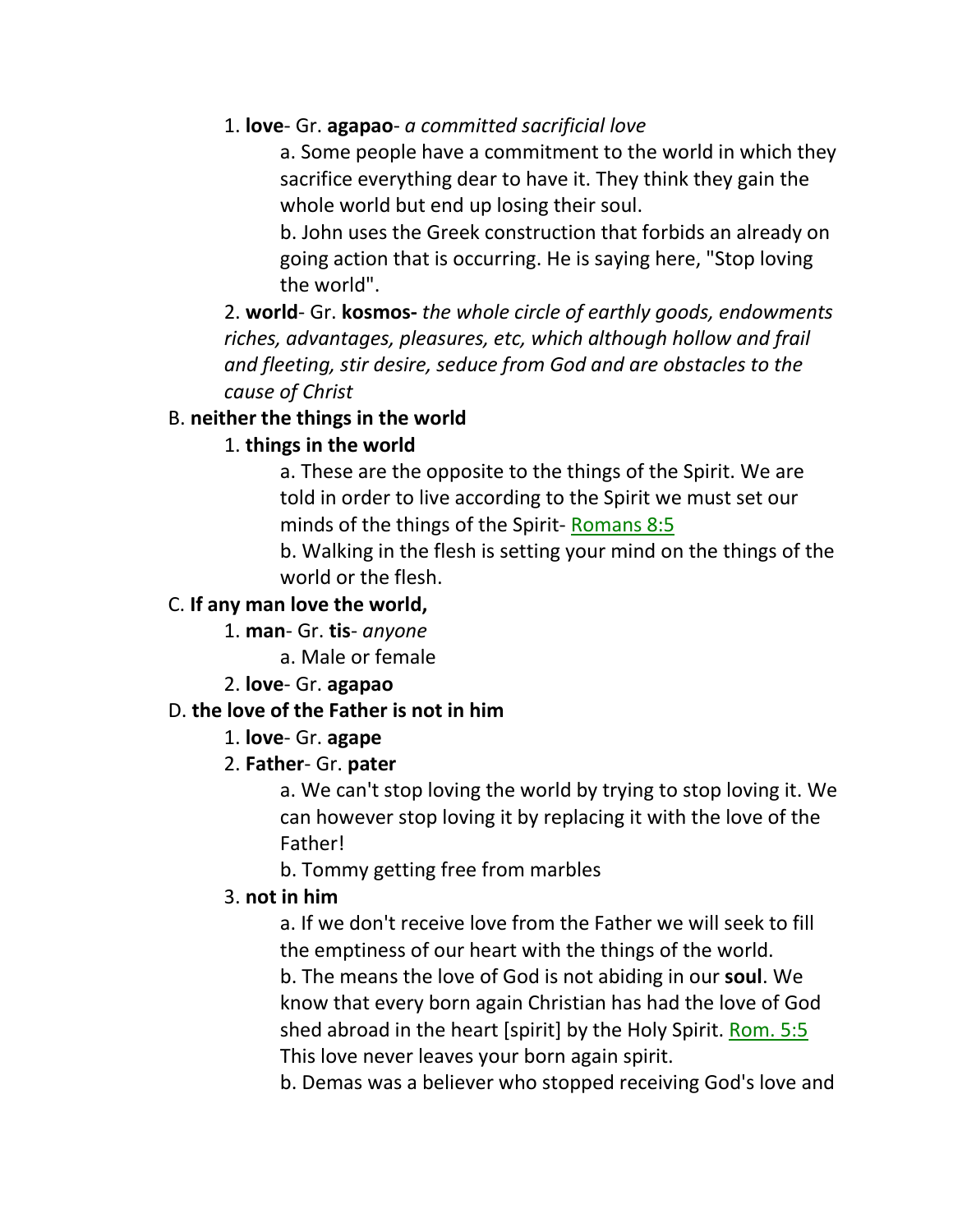1. **love**- Gr. **agapao**- *a committed sacrificial love*

    a. Some people have a commitment to the world in which they sacrifice everything dear to have it. They think they gain the whole world but end up losing their soul.

    b. John uses the Greek construction that forbids an already on going action that is occurring. He is saying here, "Stop loving the world".

2. **world**- Gr. **kosmos-** *the whole circle of earthly goods, endowments riches, advantages, pleasures, etc, which although hollow and frail and fleeting, stir desire, seduce from God and are obstacles to the cause of Christ*

B. **neither the things in the world**

1. **things in the world**

    a. These are the opposite to the things of the Spirit. We are told in order to live according to the Spirit we must set our minds of the things of the Spirit- Romans 8:5

    b. Walking in the flesh is setting your mind on the things of the world or the flesh.

C. **If any man love the world,**

1. **man**- Gr. **tis**- *anyone*

    a. Male or female

2. **love**- Gr. **agapao**

D. **the love of the Father is not in him**

1. **love**- Gr. **agape**

2. **Father**- Gr. **pater**

    a. We can't stop loving the world by trying to stop loving it. We can however stop loving it by replacing it with the love of the Father!

    b. Tommy getting free from marbles

3. **not in him**

    a. If we don't receive love from the Father we will seek to fill the emptiness of our heart with the things of the world.

    b. The means the love of God is not abiding in our **soul**. We know that every born again Christian has had the love of God shed abroad in the heart [spirit] by the Holy Spirit. Rom. 5:5 This love never leaves your born again spirit.

    b. Demas was a believer who stopped receiving God's love and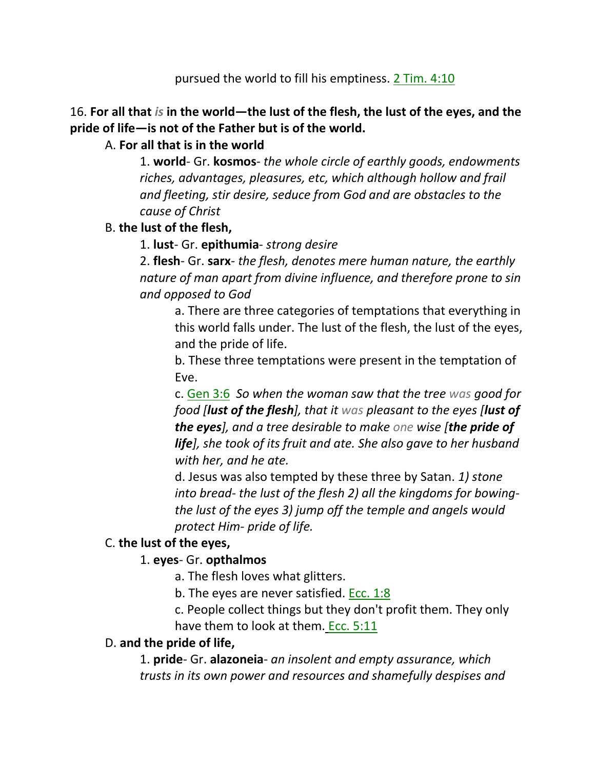pursued the world to fill his emptiness. 2 Tim. 4:10

16. **For all that *is* in the world—the lust of the flesh, the lust of the eyes, and the pride of life—is not of the Father but is of the world.**

A. **For all that is in the world**

1. **world**- Gr. **kosmos**- *the whole circle of earthly goods, endowments riches, advantages, pleasures, etc, which although hollow and frail and fleeting, stir desire, seduce from God and are obstacles to the cause of Christ*

B. **the lust of the flesh,**

1. **lust**- Gr. **epithumia**- *strong desire*

2. **flesh**- Gr. **sarx**- *the flesh, denotes mere human nature, the earthly nature of man apart from divine influence, and therefore prone to sin and opposed to God*

a. There are three categories of temptations that everything in this world falls under. The lust of the flesh, the lust of the eyes, and the pride of life.

b. These three temptations were present in the temptation of Eve.

c. Gen 3:6 *So when the woman saw that the tree was good for food [**lust of the flesh**], that it was pleasant to the eyes [**lust of the eyes**], and a tree desirable to make one wise [**the pride of life**], she took of its fruit and ate. She also gave to her husband with her, and he ate.*

d. Jesus was also tempted by these three by Satan. *1) stone into bread- the lust of the flesh 2) all the kingdoms for bowing- the lust of the eyes 3) jump off the temple and angels would protect Him- pride of life.*

C. **the lust of the eyes,**

1. **eyes**- Gr. **opthalmos**

a. The flesh loves what glitters.

b. The eyes are never satisfied. Ecc. 1:8

c. People collect things but they don't profit them. They only have them to look at them. Ecc. 5:11

D. **and the pride of life,**

1. **pride**- Gr. **alazoneia**- *an insolent and empty assurance, which trusts in its own power and resources and shamefully despises and*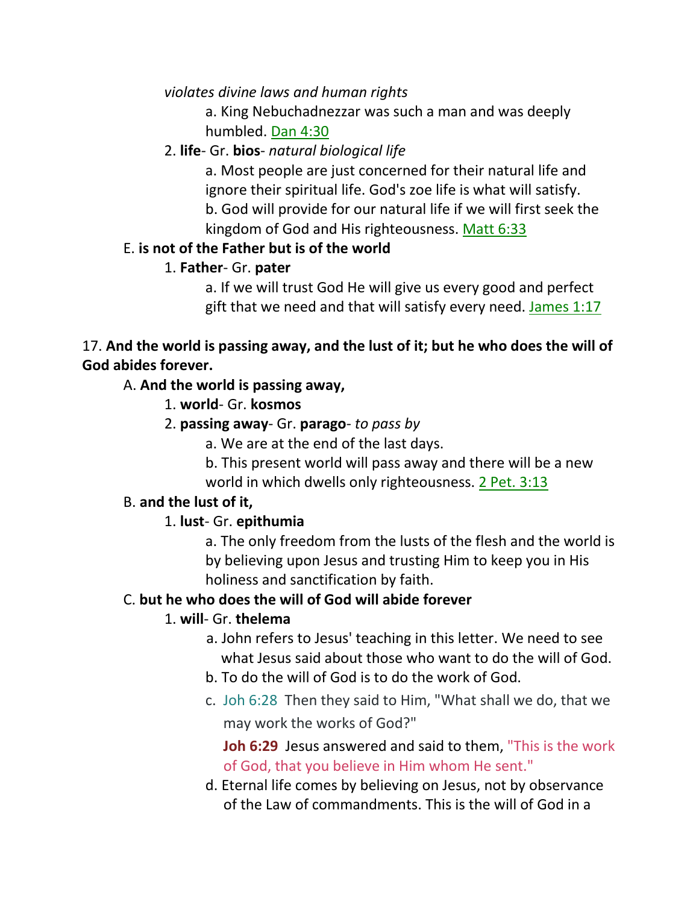*violates divine laws and human rights*

a. King Nebuchadnezzar was such a man and was deeply humbled. Dan 4:30

2. **life**- Gr. **bios**- *natural biological life*

a. Most people are just concerned for their natural life and ignore their spiritual life. God's zoe life is what will satisfy.

b. God will provide for our natural life if we will first seek the kingdom of God and His righteousness. Matt 6:33

E. **is not of the Father but is of the world**

1. **Father**- Gr. **pater**

a. If we will trust God He will give us every good and perfect gift that we need and that will satisfy every need. James 1:17

17. **And the world is passing away, and the lust of it; but he who does the will of God abides forever.**

A. **And the world is passing away,**

1. **world**- Gr. **kosmos**

2. **passing away**- Gr. **parago**- *to pass by*

a. We are at the end of the last days.

b. This present world will pass away and there will be a new world in which dwells only righteousness. 2 Pet. 3:13

B. **and the lust of it,**

1. **lust**- Gr. **epithumia**

a. The only freedom from the lusts of the flesh and the world is by believing upon Jesus and trusting Him to keep you in His holiness and sanctification by faith.

C. **but he who does the will of God will abide forever**

1. **will**- Gr. **thelema**

a. John refers to Jesus' teaching in this letter. We need to see what Jesus said about those who want to do the will of God.

b. To do the will of God is to do the work of God.

c. Joh 6:28 Then they said to Him, "What shall we do, that we may work the works of God?"

**Joh 6:29** Jesus answered and said to them, "This is the work of God, that you believe in Him whom He sent."

d. Eternal life comes by believing on Jesus, not by observance of the Law of commandments. This is the will of God in a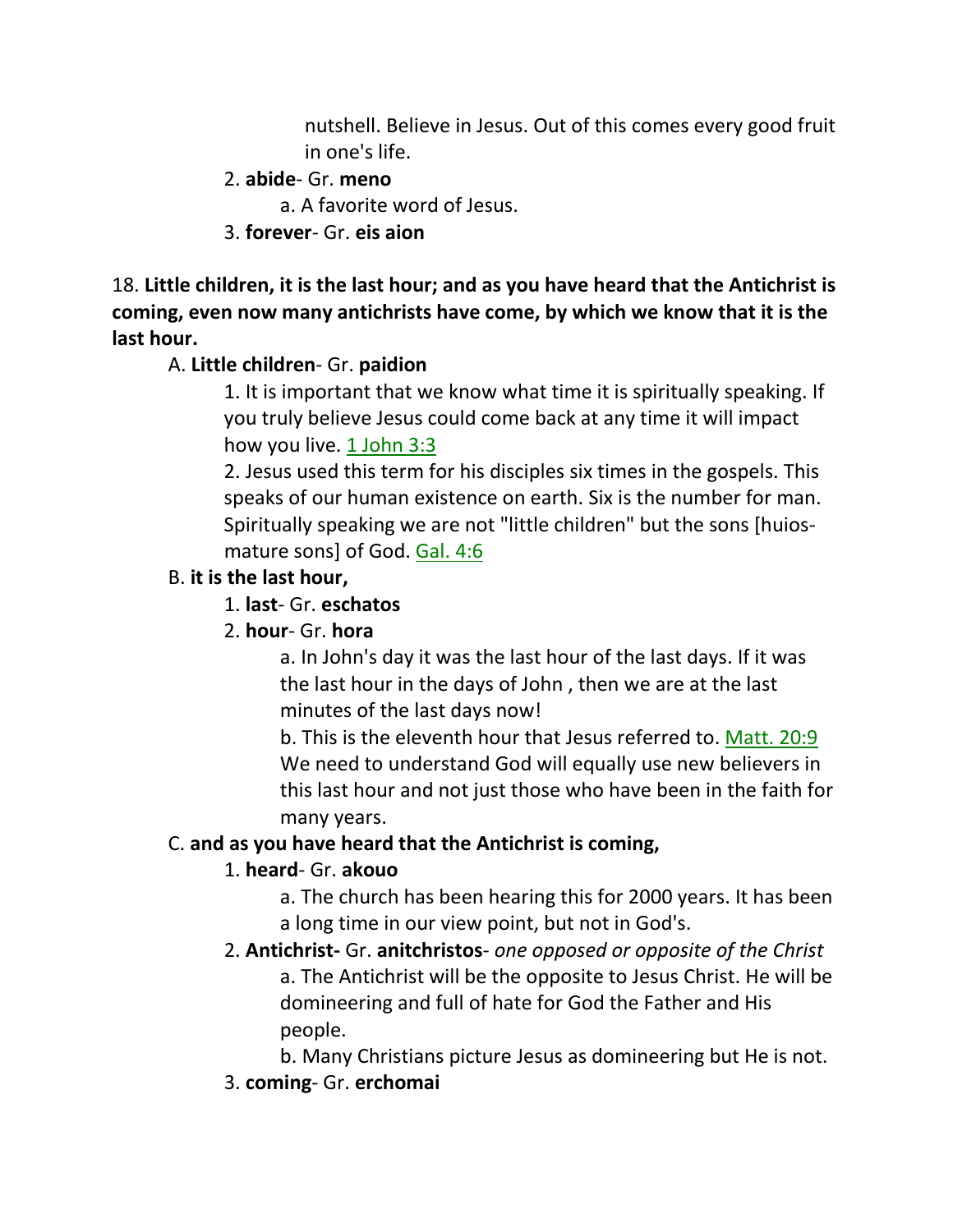nutshell. Believe in Jesus. Out of this comes every good fruit in one's life.

2. **abide**- Gr. **meno**

a. A favorite word of Jesus.

3. **forever**- Gr. **eis aion**

18. **Little children, it is the last hour; and as you have heard that the Antichrist is coming, even now many antichrists have come, by which we know that it is the last hour.**

A. **Little children**- Gr. **paidion**

1. It is important that we know what time it is spiritually speaking. If you truly believe Jesus could come back at any time it will impact how you live. 1 John 3:3

2. Jesus used this term for his disciples six times in the gospels. This speaks of our human existence on earth. Six is the number for man. Spiritually speaking we are not "little children" but the sons [huios- mature sons] of God. Gal. 4:6

B. **it is the last hour,**

1. **last**- Gr. **eschatos**

2. **hour**- Gr. **hora**

a. In John's day it was the last hour of the last days. If it was the last hour in the days of John , then we are at the last minutes of the last days now!

b. This is the eleventh hour that Jesus referred to. Matt. 20:9 We need to understand God will equally use new believers in this last hour and not just those who have been in the faith for many years.

C. **and as you have heard that the Antichrist is coming,**

1. **heard**- Gr. **akouo**

a. The church has been hearing this for 2000 years. It has been a long time in our view point, but not in God's.

2. **Antichrist-** Gr. **anitchristos**- *one opposed or opposite of the Christ*

a. The Antichrist will be the opposite to Jesus Christ. He will be domineering and full of hate for God the Father and His people.

b. Many Christians picture Jesus as domineering but He is not.

3. **coming**- Gr. **erchomai**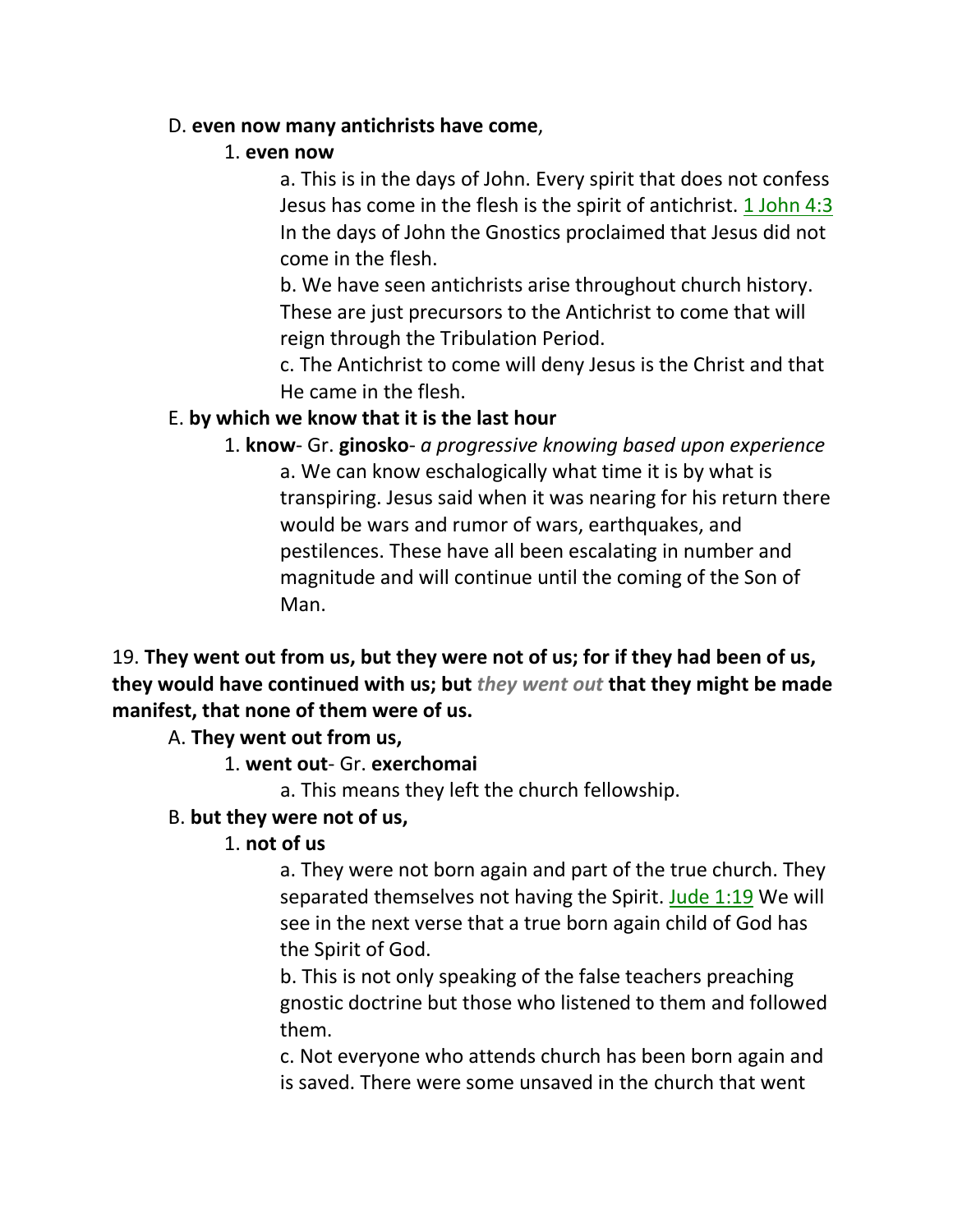D. **even now many antichrists have come**,

1. **even now**

a. This is in the days of John. Every spirit that does not confess Jesus has come in the flesh is the spirit of antichrist. 1 John 4:3 In the days of John the Gnostics proclaimed that Jesus did not come in the flesh.

b. We have seen antichrists arise throughout church history. These are just precursors to the Antichrist to come that will reign through the Tribulation Period.

c. The Antichrist to come will deny Jesus is the Christ and that He came in the flesh.

E. **by which we know that it is the last hour**

1. **know**- Gr. **ginosko**- *a progressive knowing based upon experience*

a. We can know eschalogically what time it is by what is transpiring. Jesus said when it was nearing for his return there would be wars and rumor of wars, earthquakes, and pestilences. These have all been escalating in number and magnitude and will continue until the coming of the Son of Man.

19. **They went out from us, but they were not of us; for if they had been of us, they would have continued with us; but** ***they went out*** **that they might be made manifest, that none of them were of us.**

A. **They went out from us,**

1. **went out**- Gr. **exerchomai**

a. This means they left the church fellowship.

B. **but they were not of us,**

1. **not of us**

a. They were not born again and part of the true church. They separated themselves not having the Spirit. Jude 1:19 We will see in the next verse that a true born again child of God has the Spirit of God.

b. This is not only speaking of the false teachers preaching gnostic doctrine but those who listened to them and followed them.

c. Not everyone who attends church has been born again and is saved. There were some unsaved in the church that went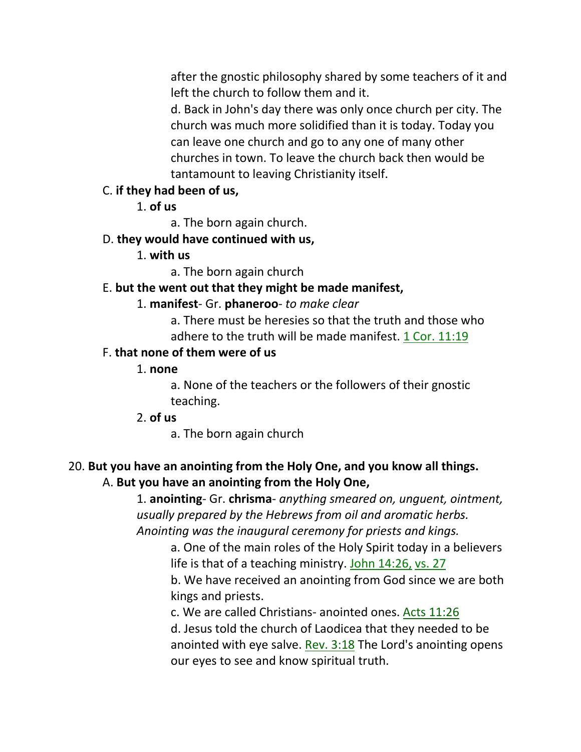after the gnostic philosophy shared by some teachers of it and left the church to follow them and it.

d. Back in John's day there was only once church per city. The church was much more solidified than it is today. Today you can leave one church and go to any one of many other churches in town. To leave the church back then would be tantamount to leaving Christianity itself.

C. **if they had been of us,**

1. **of us**

a. The born again church.

D. **they would have continued with us,**

1. **with us**

a. The born again church

E. **but the went out that they might be made manifest,**

1. **manifest**- Gr. **phaneroo**- *to make clear*

a. There must be heresies so that the truth and those who adhere to the truth will be made manifest. 1 Cor. 11:19

F. **that none of them were of us**

1. **none**

a. None of the teachers or the followers of their gnostic teaching.

2. **of us**

a. The born again church

20. **But you have an anointing from the Holy One, and you know all things.**

A. **But you have an anointing from the Holy One,**

1. **anointing**- Gr. **chrisma**- *anything smeared on, unguent, ointment, usually prepared by the Hebrews from oil and aromatic herbs. Anointing was the inaugural ceremony for priests and kings.*

a. One of the main roles of the Holy Spirit today in a believers life is that of a teaching ministry. John 14:26, vs. 27

b. We have received an anointing from God since we are both kings and priests.

c. We are called Christians- anointed ones. Acts 11:26

d. Jesus told the church of Laodicea that they needed to be anointed with eye salve. Rev. 3:18 The Lord's anointing opens our eyes to see and know spiritual truth.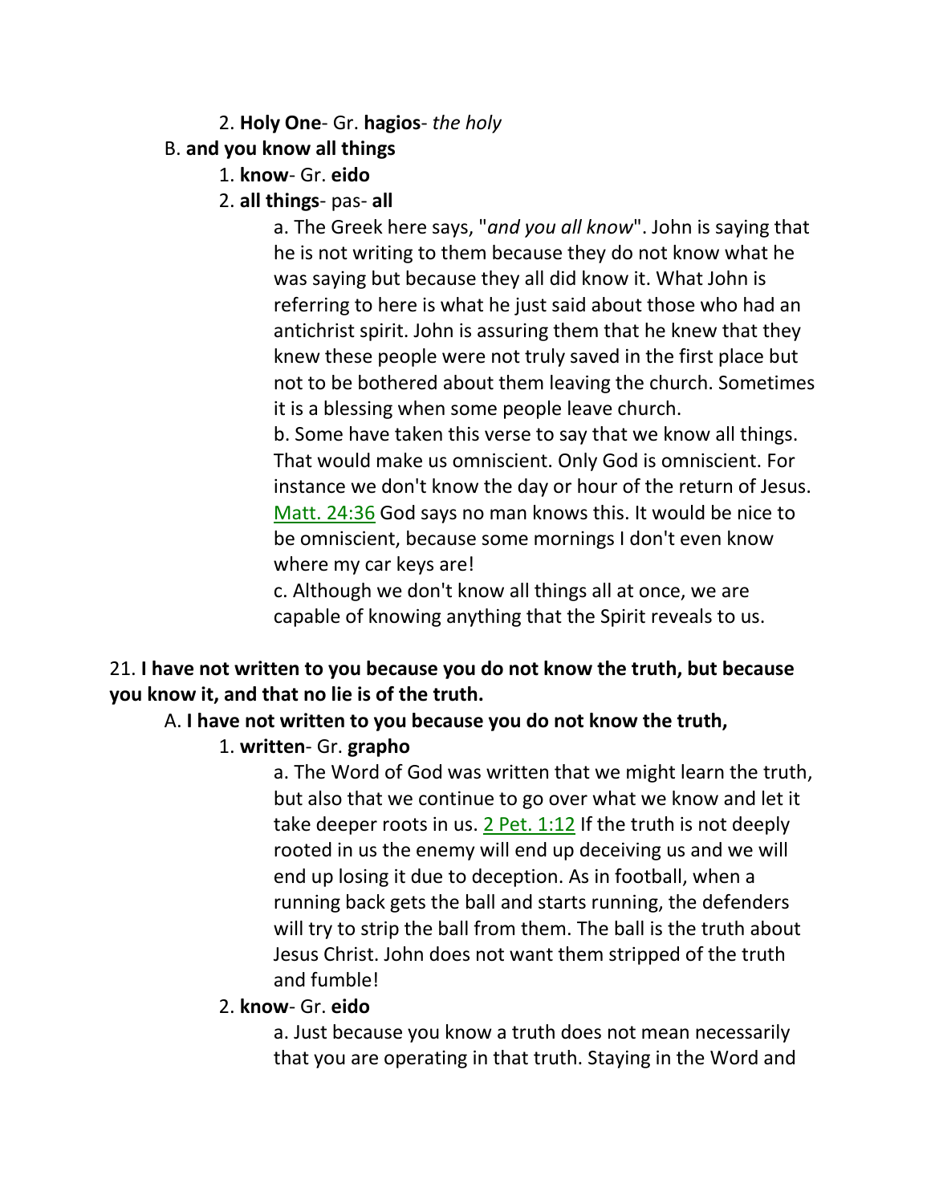2. **Holy One**- Gr. **hagios**- *the holy*

B. **and you know all things**

1. **know**- Gr. **eido**

2. **all things**- pas- **all**

a. The Greek here says, "*and you all know*". John is saying that he is not writing to them because they do not know what he was saying but because they all did know it. What John is referring to here is what he just said about those who had an antichrist spirit. John is assuring them that he knew that they knew these people were not truly saved in the first place but not to be bothered about them leaving the church. Sometimes it is a blessing when some people leave church.

b. Some have taken this verse to say that we know all things. That would make us omniscient. Only God is omniscient. For instance we don't know the day or hour of the return of Jesus. Matt. 24:36 God says no man knows this. It would be nice to be omniscient, because some mornings I don't even know where my car keys are!

c. Although we don't know all things all at once, we are capable of knowing anything that the Spirit reveals to us.

21. **I have not written to you because you do not know the truth, but because you know it, and that no lie is of the truth.**

A. **I have not written to you because you do not know the truth,**

1. **written**- Gr. **grapho**

a. The Word of God was written that we might learn the truth, but also that we continue to go over what we know and let it take deeper roots in us. 2 Pet. 1:12 If the truth is not deeply rooted in us the enemy will end up deceiving us and we will end up losing it due to deception. As in football, when a running back gets the ball and starts running, the defenders will try to strip the ball from them. The ball is the truth about Jesus Christ. John does not want them stripped of the truth and fumble!

2. **know**- Gr. **eido**

a. Just because you know a truth does not mean necessarily that you are operating in that truth. Staying in the Word and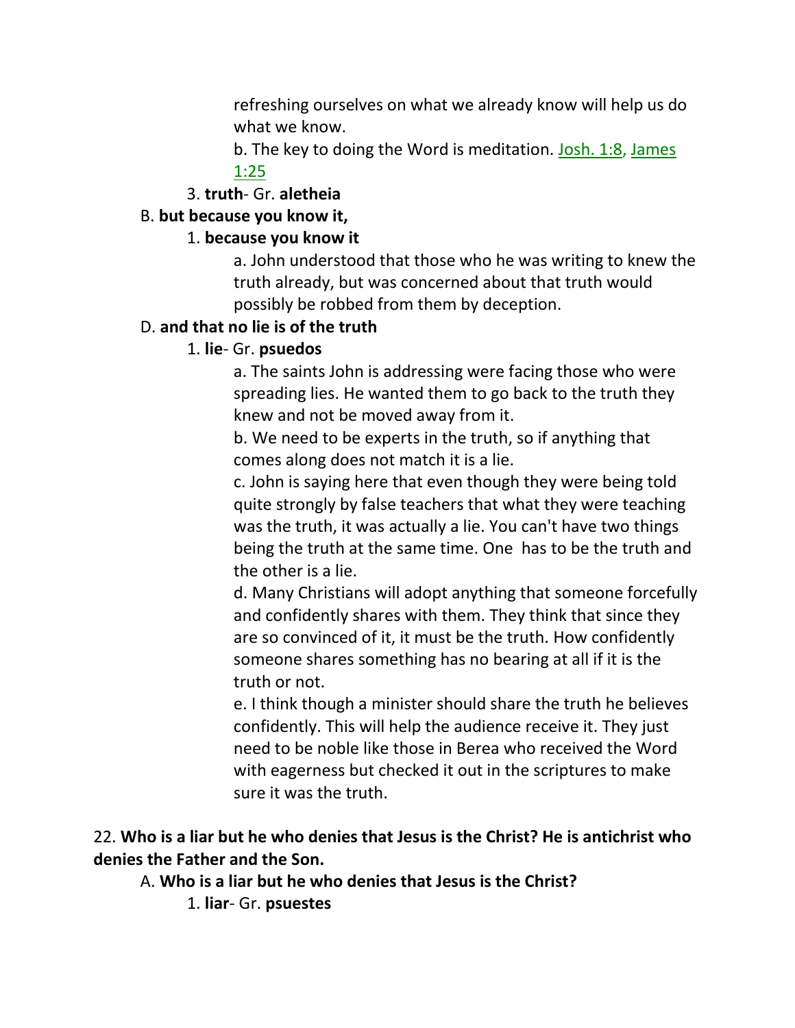refreshing ourselves on what we already know will help us do what we know.

b. The key to doing the Word is meditation. Josh. 1:8, James 1:25

3. **truth**- Gr. **aletheia**

B. **but because you know it,**

1. **because you know it**

a. John understood that those who he was writing to knew the truth already, but was concerned about that truth would possibly be robbed from them by deception.

D. **and that no lie is of the truth**

1. **lie**- Gr. **psuedos**

a. The saints John is addressing were facing those who were spreading lies. He wanted them to go back to the truth they knew and not be moved away from it.

b. We need to be experts in the truth, so if anything that comes along does not match it is a lie.

c. John is saying here that even though they were being told quite strongly by false teachers that what they were teaching was the truth, it was actually a lie. You can't have two things being the truth at the same time. One  has to be the truth and the other is a lie.

d. Many Christians will adopt anything that someone forcefully and confidently shares with them. They think that since they are so convinced of it, it must be the truth. How confidently someone shares something has no bearing at all if it is the truth or not.

e. I think though a minister should share the truth he believes confidently. This will help the audience receive it. They just need to be noble like those in Berea who received the Word with eagerness but checked it out in the scriptures to make sure it was the truth.

22. **Who is a liar but he who denies that Jesus is the Christ? He is antichrist who denies the Father and the Son.**

A. **Who is a liar but he who denies that Jesus is the Christ?**

1. **liar**- Gr. **psuestes**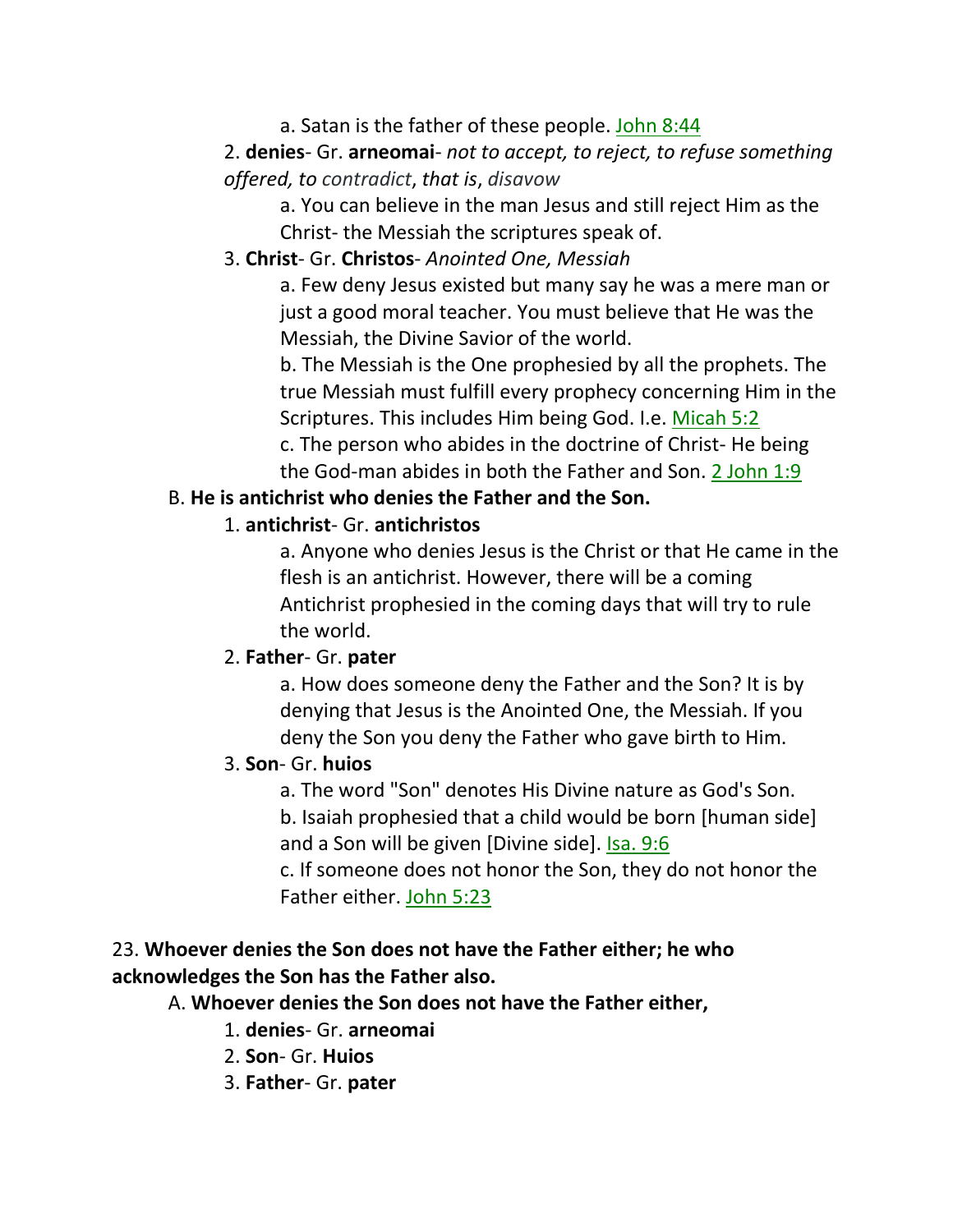a. Satan is the father of these people. John 8:44

2. **denies**- Gr. **arneomai**- *not to accept, to reject, to refuse something offered, to contradict, that is, disavow*

a. You can believe in the man Jesus and still reject Him as the Christ- the Messiah the scriptures speak of.

3. **Christ**- Gr. **Christos**- *Anointed One, Messiah*

a. Few deny Jesus existed but many say he was a mere man or just a good moral teacher. You must believe that He was the Messiah, the Divine Savior of the world.

b. The Messiah is the One prophesied by all the prophets. The true Messiah must fulfill every prophecy concerning Him in the Scriptures. This includes Him being God. I.e. Micah 5:2

c. The person who abides in the doctrine of Christ- He being the God-man abides in both the Father and Son. 2 John 1:9

B. **He is antichrist who denies the Father and the Son.**

1. **antichrist**- Gr. **antichristos**

a. Anyone who denies Jesus is the Christ or that He came in the flesh is an antichrist. However, there will be a coming Antichrist prophesied in the coming days that will try to rule the world.

2. **Father**- Gr. **pater**

a. How does someone deny the Father and the Son? It is by denying that Jesus is the Anointed One, the Messiah. If you deny the Son you deny the Father who gave birth to Him.

3. **Son**- Gr. **huios**

a. The word "Son" denotes His Divine nature as God's Son.

b. Isaiah prophesied that a child would be born [human side] and a Son will be given [Divine side]. Isa. 9:6

c. If someone does not honor the Son, they do not honor the Father either. John 5:23

23. **Whoever denies the Son does not have the Father either; he who acknowledges the Son has the Father also.**

A. **Whoever denies the Son does not have the Father either,**

1. **denies**- Gr. **arneomai**
2. **Son**- Gr. **Huios**
3. **Father**- Gr. **pater**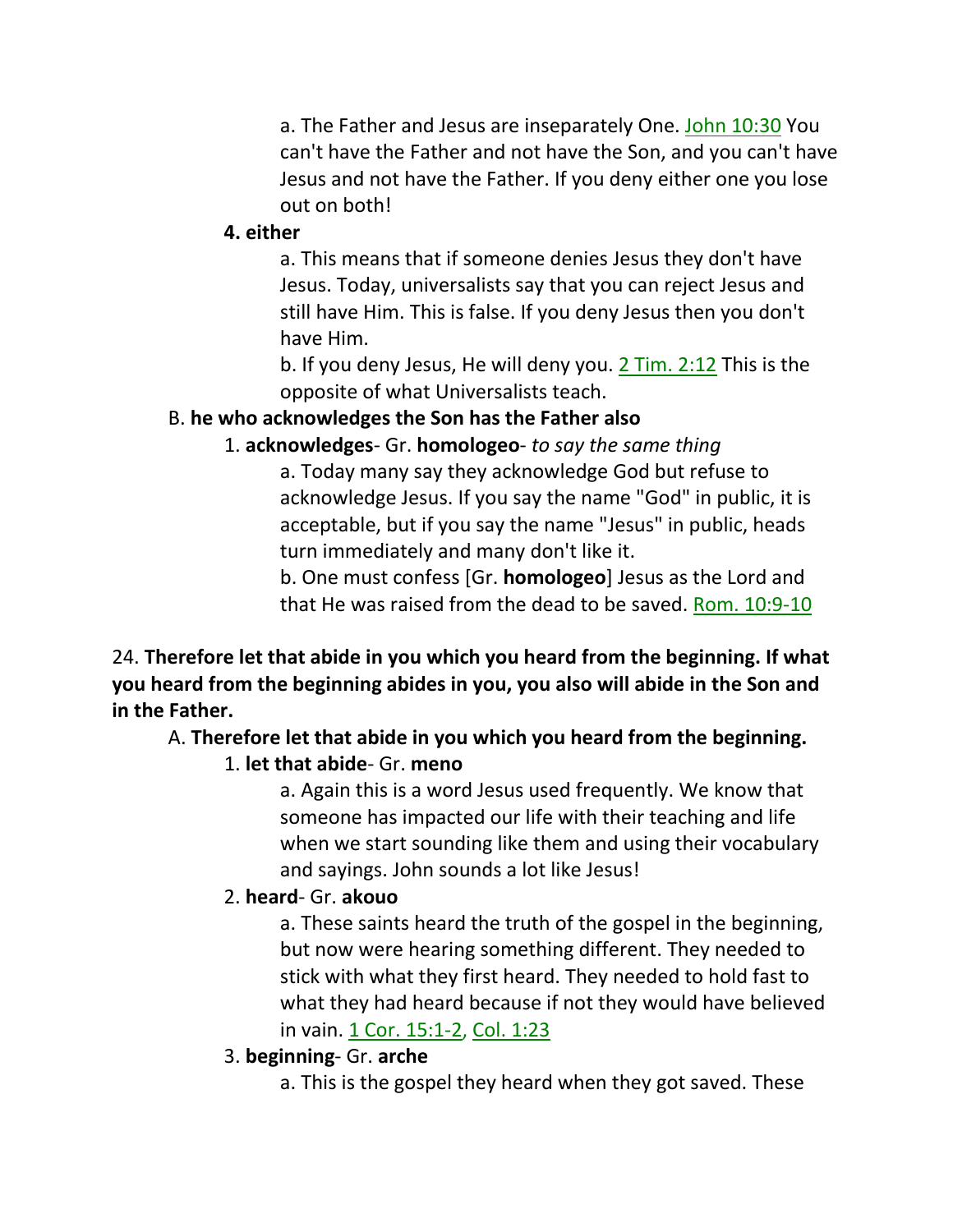a. The Father and Jesus are inseparately One. John 10:30 You can't have the Father and not have the Son, and you can't have Jesus and not have the Father. If you deny either one you lose out on both!

**4. either**

a. This means that if someone denies Jesus they don't have Jesus. Today, universalists say that you can reject Jesus and still have Him. This is false. If you deny Jesus then you don't have Him.

b. If you deny Jesus, He will deny you. 2 Tim. 2:12 This is the opposite of what Universalists teach.

B. **he who acknowledges the Son has the Father also**

1. **acknowledges**- Gr. **homologeo**- *to say the same thing*

a. Today many say they acknowledge God but refuse to acknowledge Jesus. If you say the name "God" in public, it is acceptable, but if you say the name "Jesus" in public, heads turn immediately and many don't like it.

b. One must confess [Gr. **homologeo**] Jesus as the Lord and that He was raised from the dead to be saved. Rom. 10:9-10

24. **Therefore let that abide in you which you heard from the beginning. If what you heard from the beginning abides in you, you also will abide in the Son and in the Father.**

A. **Therefore let that abide in you which you heard from the beginning.**

1. **let that abide**- Gr. **meno**

a. Again this is a word Jesus used frequently. We know that someone has impacted our life with their teaching and life when we start sounding like them and using their vocabulary and sayings. John sounds a lot like Jesus!

2. **heard**- Gr. **akouo**

a. These saints heard the truth of the gospel in the beginning, but now were hearing something different. They needed to stick with what they first heard. They needed to hold fast to what they had heard because if not they would have believed in vain. 1 Cor. 15:1-2, Col. 1:23

3. **beginning**- Gr. **arche**

a. This is the gospel they heard when they got saved. These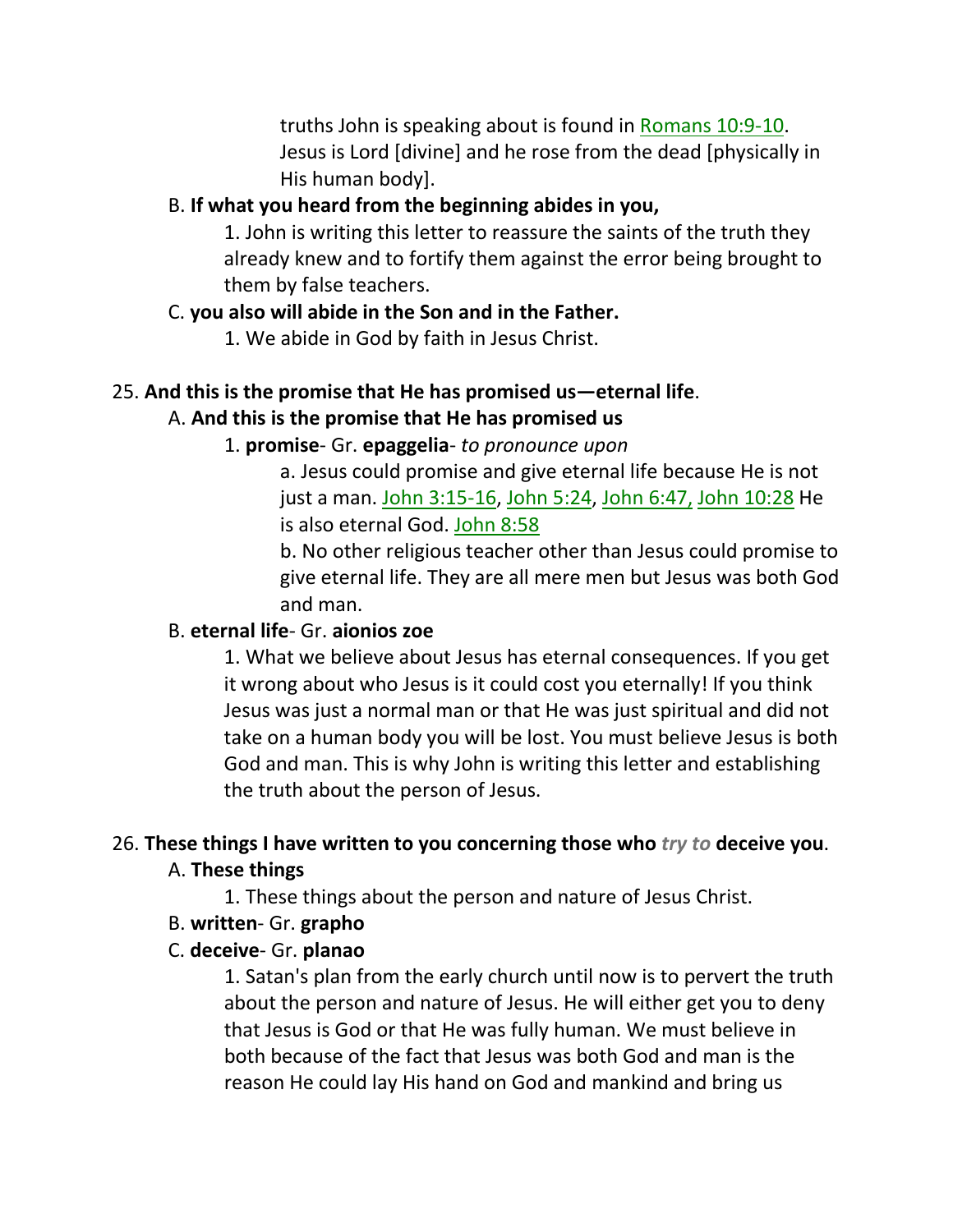truths John is speaking about is found in Romans 10:9-10. Jesus is Lord [divine] and he rose from the dead [physically in His human body].

B. **If what you heard from the beginning abides in you,**

1. John is writing this letter to reassure the saints of the truth they already knew and to fortify them against the error being brought to them by false teachers.

C. **you also will abide in the Son and in the Father.**

1. We abide in God by faith in Jesus Christ.

25. **And this is the promise that He has promised us—eternal life**.

A. **And this is the promise that He has promised us**

1. **promise**- Gr. **epaggelia**- *to pronounce upon*

a. Jesus could promise and give eternal life because He is not just a man. John 3:15-16, John 5:24, John 6:47, John 10:28 He is also eternal God. John 8:58

b. No other religious teacher other than Jesus could promise to give eternal life. They are all mere men but Jesus was both God and man.

B. **eternal life**- Gr. **aionios zoe**

1. What we believe about Jesus has eternal consequences. If you get it wrong about who Jesus is it could cost you eternally! If you think Jesus was just a normal man or that He was just spiritual and did not take on a human body you will be lost. You must believe Jesus is both God and man. This is why John is writing this letter and establishing the truth about the person of Jesus.

26. **These things I have written to you concerning those who** ***try to*** **deceive you**.

A. **These things**

1. These things about the person and nature of Jesus Christ.

B. **written**- Gr. **grapho**

C. **deceive**- Gr. **planao**

1. Satan's plan from the early church until now is to pervert the truth about the person and nature of Jesus. He will either get you to deny that Jesus is God or that He was fully human. We must believe in both because of the fact that Jesus was both God and man is the reason He could lay His hand on God and mankind and bring us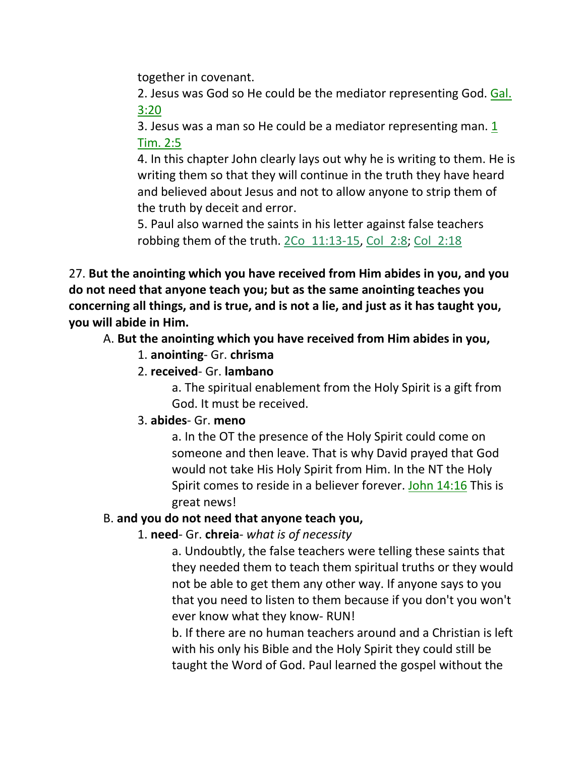together in covenant.

2. Jesus was God so He could be the mediator representing God. Gal. 3:20

3. Jesus was a man so He could be a mediator representing man. 1 Tim. 2:5

4. In this chapter John clearly lays out why he is writing to them. He is writing them so that they will continue in the truth they have heard and believed about Jesus and not to allow anyone to strip them of the truth by deceit and error.

5. Paul also warned the saints in his letter against false teachers robbing them of the truth. 2Co_11:13-15, Col_2:8; Col_2:18

27. **But the anointing which you have received from Him abides in you, and you do not need that anyone teach you; but as the same anointing teaches you concerning all things, and is true, and is not a lie, and just as it has taught you, you will abide in Him.**

A. **But the anointing which you have received from Him abides in you,**

1. **anointing**- Gr. **chrisma**

2. **received**- Gr. **lambano**

a. The spiritual enablement from the Holy Spirit is a gift from God. It must be received.

3. **abides**- Gr. **meno**

a. In the OT the presence of the Holy Spirit could come on someone and then leave. That is why David prayed that God would not take His Holy Spirit from Him. In the NT the Holy Spirit comes to reside in a believer forever. John 14:16 This is great news!

B. **and you do not need that anyone teach you,**

1. **need**- Gr. **chreia**- *what is of necessity*

a. Undoubtly, the false teachers were telling these saints that they needed them to teach them spiritual truths or they would not be able to get them any other way. If anyone says to you that you need to listen to them because if you don't you won't ever know what they know- RUN!

b. If there are no human teachers around and a Christian is left with his only his Bible and the Holy Spirit they could still be taught the Word of God. Paul learned the gospel without the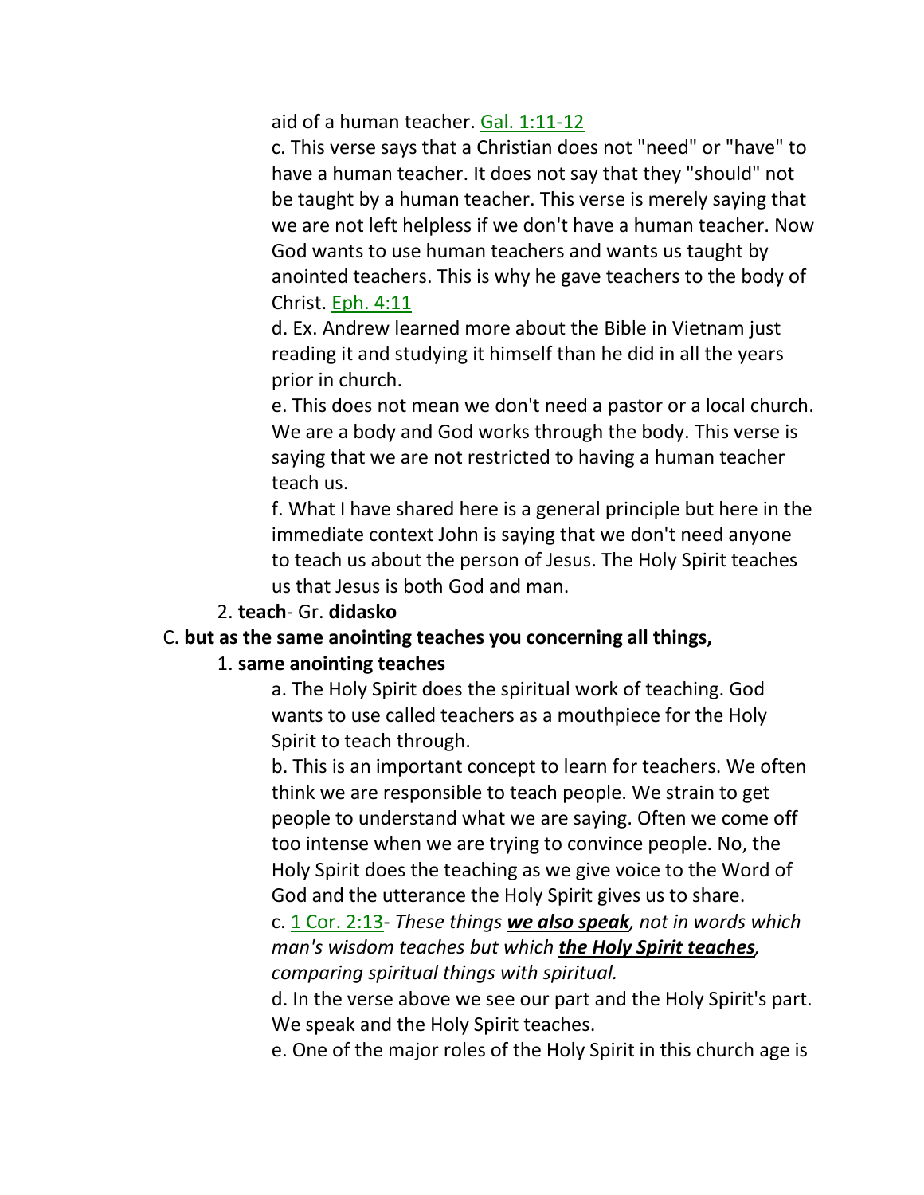aid of a human teacher. Gal. 1:11-12

c. This verse says that a Christian does not "need" or "have" to have a human teacher. It does not say that they "should" not be taught by a human teacher. This verse is merely saying that we are not left helpless if we don't have a human teacher. Now God wants to use human teachers and wants us taught by anointed teachers. This is why he gave teachers to the body of Christ. Eph. 4:11

d. Ex. Andrew learned more about the Bible in Vietnam just reading it and studying it himself than he did in all the years prior in church.

e. This does not mean we don't need a pastor or a local church. We are a body and God works through the body. This verse is saying that we are not restricted to having a human teacher teach us.

f. What I have shared here is a general principle but here in the immediate context John is saying that we don't need anyone to teach us about the person of Jesus. The Holy Spirit teaches us that Jesus is both God and man.

2. **teach**- Gr. **didasko**

C. **but as the same anointing teaches you concerning all things,**

1. **same anointing teaches**

a. The Holy Spirit does the spiritual work of teaching. God wants to use called teachers as a mouthpiece for the Holy Spirit to teach through.

b. This is an important concept to learn for teachers. We often think we are responsible to teach people. We strain to get people to understand what we are saying. Often we come off too intense when we are trying to convince people. No, the Holy Spirit does the teaching as we give voice to the Word of God and the utterance the Holy Spirit gives us to share.

c. 1 Cor. 2:13- *These things **we also speak**, not in words which man's wisdom teaches but which **the Holy Spirit teaches**, comparing spiritual things with spiritual.*

d. In the verse above we see our part and the Holy Spirit's part. We speak and the Holy Spirit teaches.

e. One of the major roles of the Holy Spirit in this church age is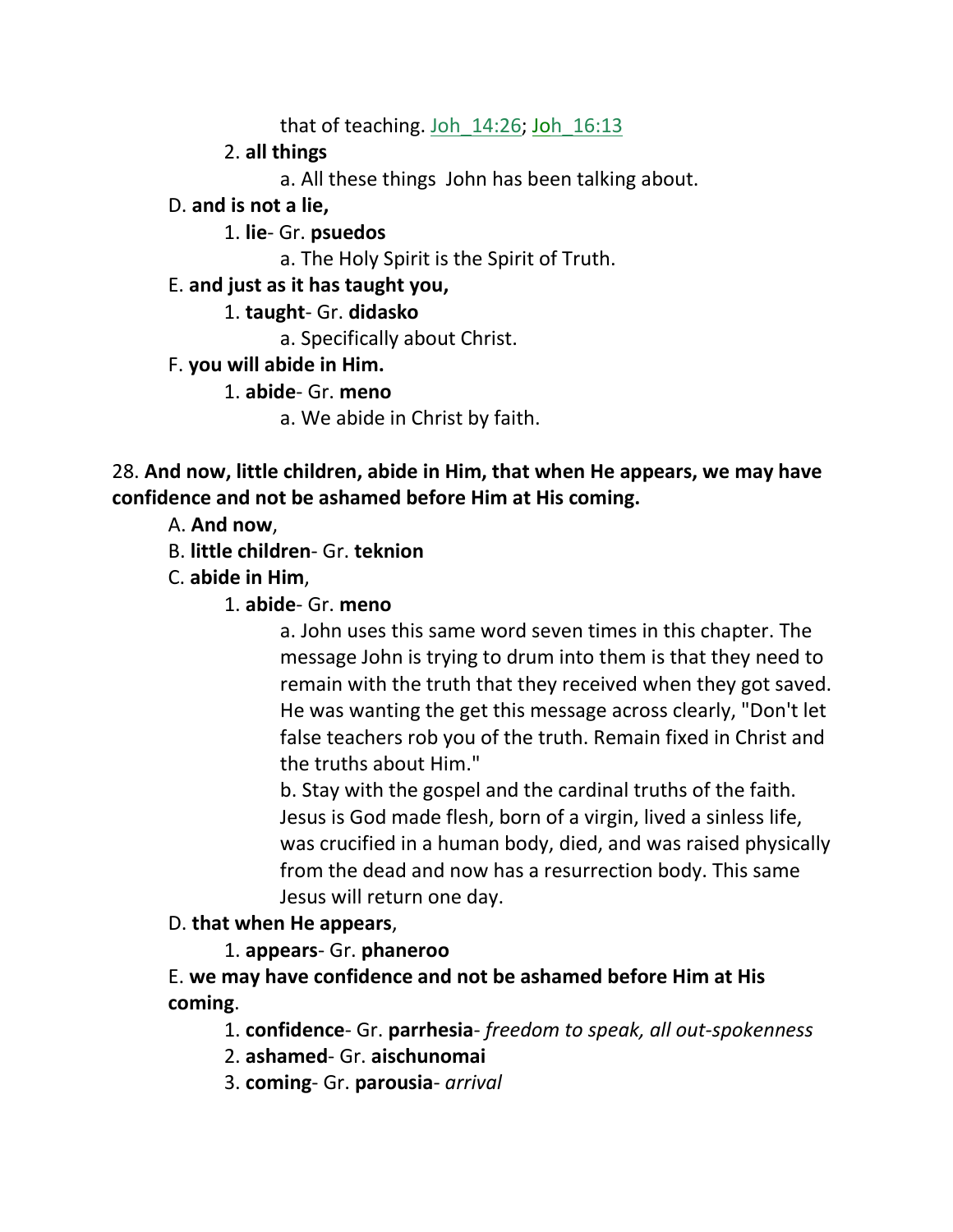that of teaching. Joh_14:26; Joh_16:13

2. **all things**

a. All these things  John has been talking about.

D. **and is not a lie,**

1. **lie**- Gr. **psuedos**

a. The Holy Spirit is the Spirit of Truth.

E. **and just as it has taught you,**

1. **taught**- Gr. **didasko**

a. Specifically about Christ.

F. **you will abide in Him.**

1. **abide**- Gr. **meno**

a. We abide in Christ by faith.

28. **And now, little children, abide in Him, that when He appears, we may have confidence and not be ashamed before Him at His coming.**

A. **And now**,

B. **little children**- Gr. **teknion**

C. **abide in Him**,

1. **abide**- Gr. **meno**

a. John uses this same word seven times in this chapter. The message John is trying to drum into them is that they need to remain with the truth that they received when they got saved. He was wanting the get this message across clearly, "Don't let false teachers rob you of the truth. Remain fixed in Christ and the truths about Him."

b. Stay with the gospel and the cardinal truths of the faith. Jesus is God made flesh, born of a virgin, lived a sinless life, was crucified in a human body, died, and was raised physically from the dead and now has a resurrection body. This same Jesus will return one day.

D. **that when He appears**,

1. **appears**- Gr. **phaneroo**

E. **we may have confidence and not be ashamed before Him at His coming**.

1. **confidence**- Gr. **parrhesia**- *freedom to speak, all out-spokenness*

2. **ashamed**- Gr. **aischunomai**

3. **coming**- Gr. **parousia**- *arrival*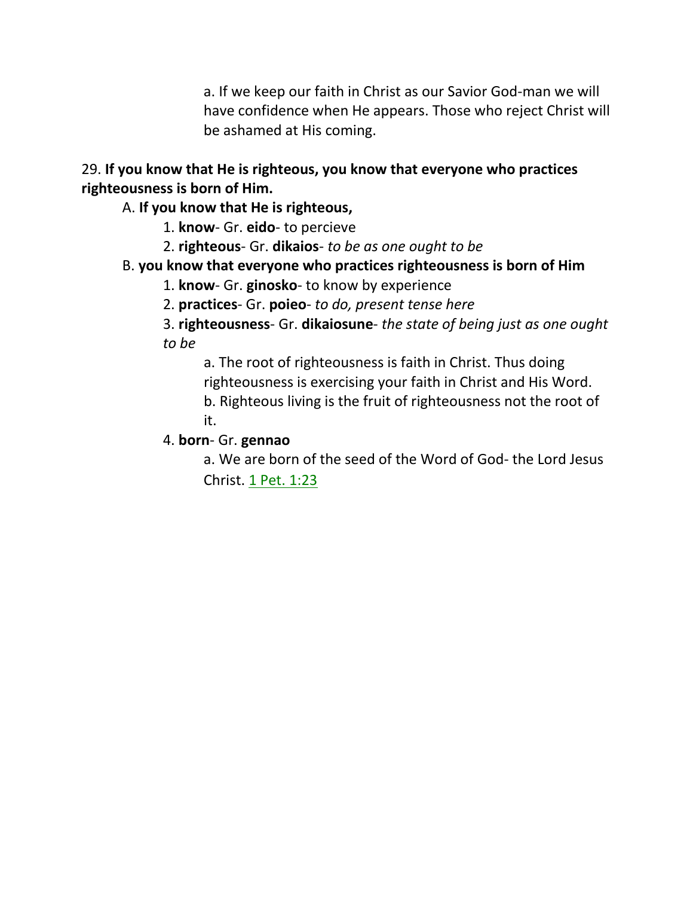a. If we keep our faith in Christ as our Savior God-man we will have confidence when He appears. Those who reject Christ will be ashamed at His coming.

29. **If you know that He is righteous, you know that everyone who practices righteousness is born of Him.**

A. **If you know that He is righteous,**

1. **know**- Gr. **eido**- to percieve
2. **righteous**- Gr. **dikaios**- *to be as one ought to be*

B. **you know that everyone who practices righteousness is born of Him**

1. **know**- Gr. **ginosko**- to know by experience
2. **practices**- Gr. **poieo**- *to do, present tense here*
3. **righteousness**- Gr. **dikaiosune**- *the state of being just as one ought to be*

a. The root of righteousness is faith in Christ. Thus doing righteousness is exercising your faith in Christ and His Word.

b. Righteous living is the fruit of righteousness not the root of it.

4. **born**- Gr. **gennao**

a. We are born of the seed of the Word of God- the Lord Jesus Christ. 1 Pet. 1:23